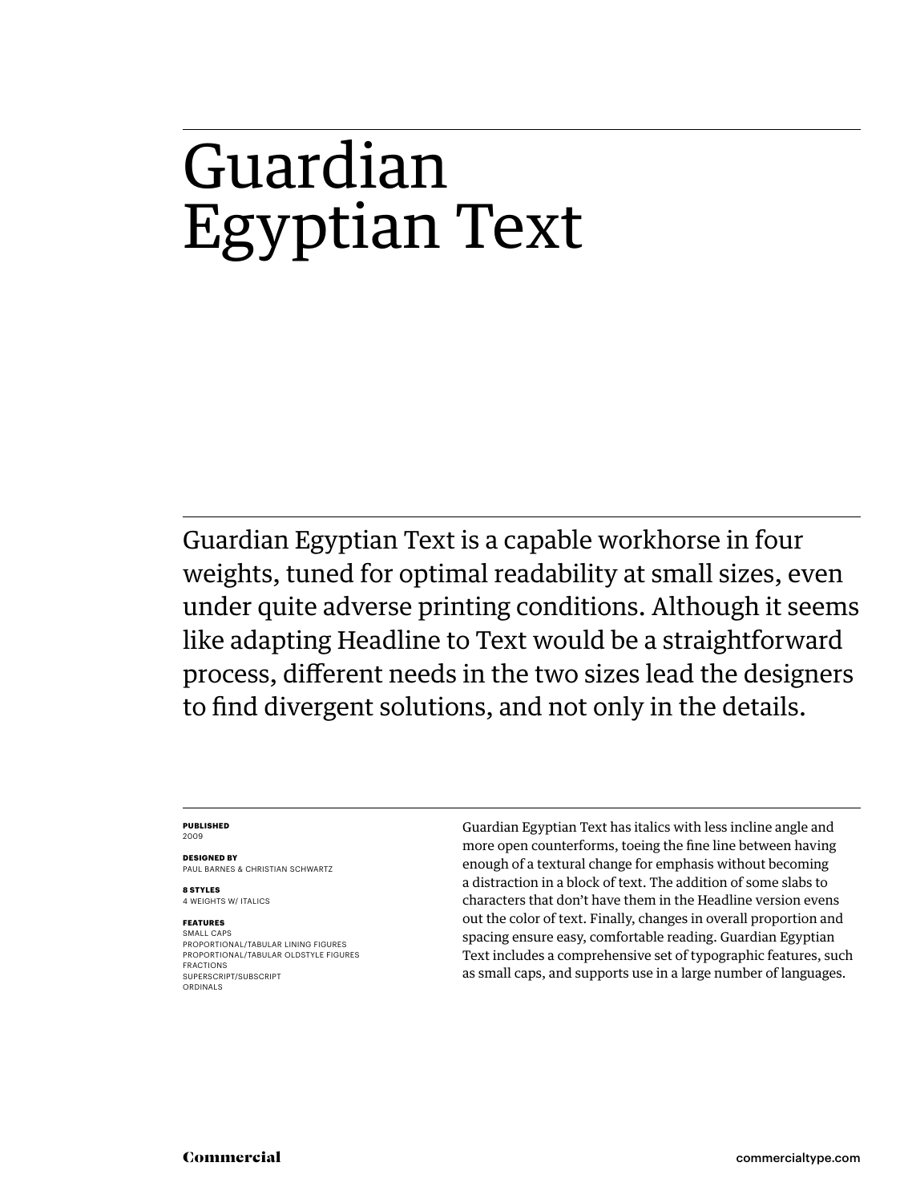# Guardian Egyptian Text

Guardian Egyptian Text is a capable workhorse in four weights, tuned for optimal readability at small sizes, even under quite adverse printing conditions. Although it seems like adapting Headline to Text would be a straightforward process, different needs in the two sizes lead the designers to find divergent solutions, and not only in the details.

**PUBLISHED**
2009

**DESIGNED BY**
PAUL BARNES & CHRISTIAN SCHWARTZ

**8 STYLES**
4 WEIGHTS W/ ITALICS

**FEATURES**
SMALL CAPS
PROPORTIONAL/TABULAR LINING FIGURES
PROPORTIONAL/TABULAR OLDSTYLE FIGURES
FRACTIONS
SUPERSCRIPT/SUBSCRIPT
ORDINALS

Guardian Egyptian Text has italics with less incline angle and more open counterforms, toeing the fine line between having enough of a textural change for emphasis without becoming a distraction in a block of text. The addition of some slabs to characters that don't have them in the Headline version evens out the color of text. Finally, changes in overall proportion and spacing ensure easy, comfortable reading. Guardian Egyptian Text includes a comprehensive set of typographic features, such as small caps, and supports use in a large number of languages.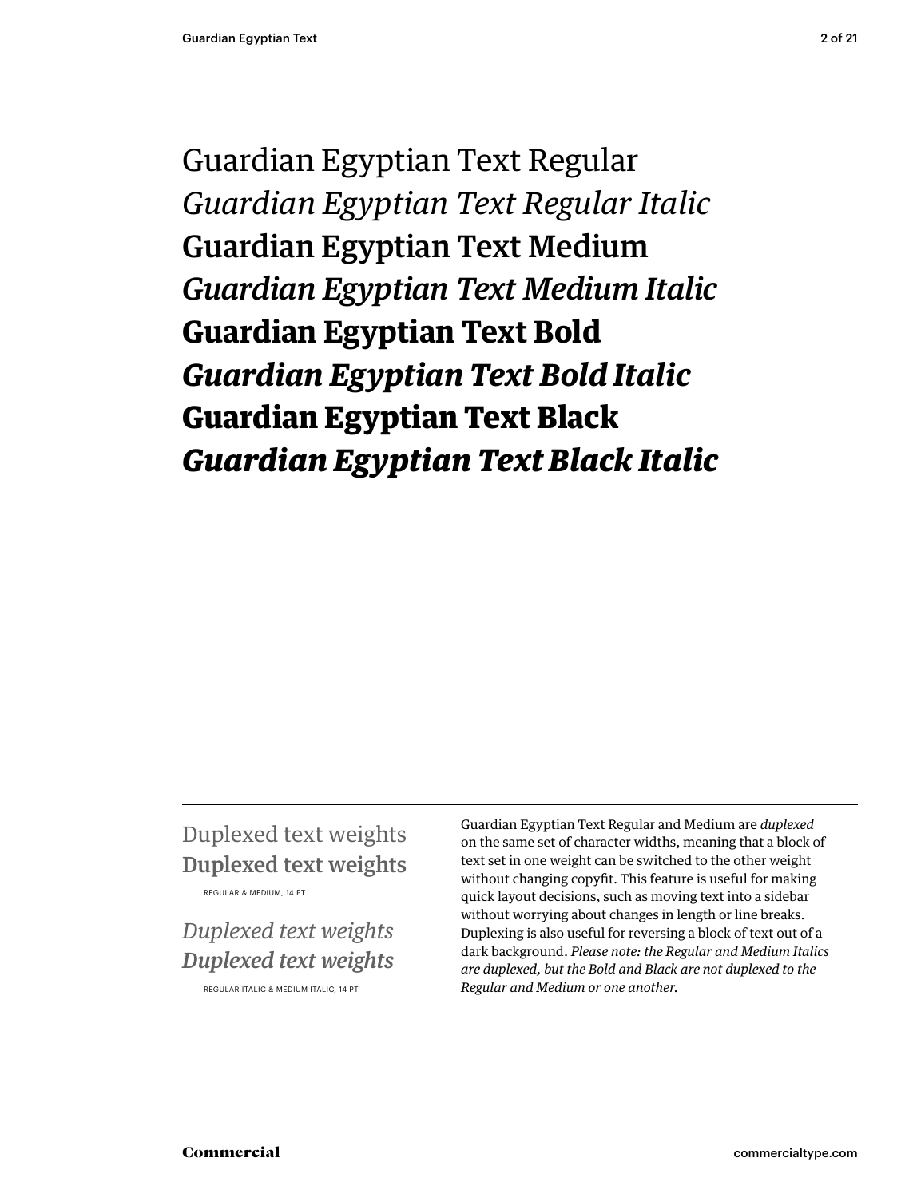Guardian Egyptian Text Regular

*Guardian Egyptian Text Regular Italic*

Guardian Egyptian Text Medium

*Guardian Egyptian Text Medium Italic*

**Guardian Egyptian Text Bold**

***Guardian Egyptian Text Bold Italic***

**Guardian Egyptian Text Black**

***Guardian Egyptian Text Black Italic***

Duplexed text weights

Duplexed text weights

REGULAR & MEDIUM, 14 PT

*Duplexed text weights*

*Duplexed text weights*

REGULAR ITALIC & MEDIUM ITALIC, 14 PT

Guardian Egyptian Text Regular and Medium are *duplexed* on the same set of character widths, meaning that a block of text set in one weight can be switched to the other weight without changing copyfit. This feature is useful for making quick layout decisions, such as moving text into a sidebar without worrying about changes in length or line breaks. Duplexing is also useful for reversing a block of text out of a dark background. *Please note: the Regular and Medium Italics are duplexed, but the Bold and Black are not duplexed to the Regular and Medium or one another.*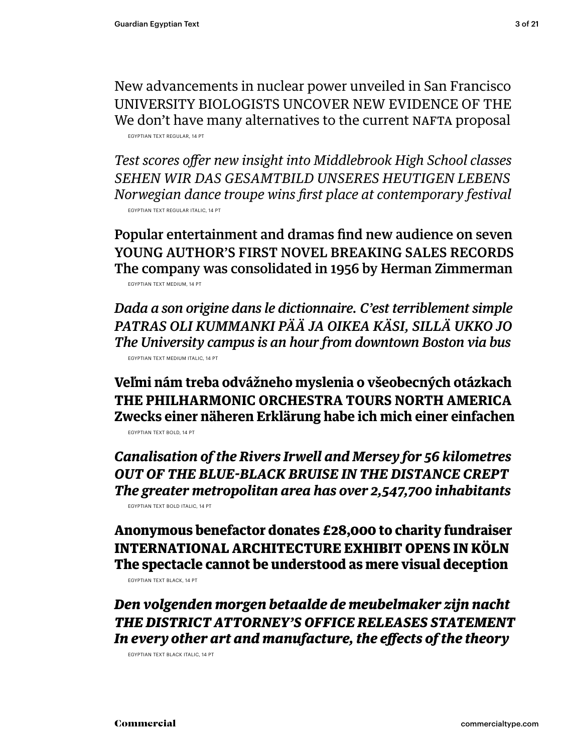New advancements in nuclear power unveiled in San Francisco
UNIVERSITY BIOLOGISTS UNCOVER NEW EVIDENCE OF THE
We don’t have many alternatives to the current NAFTA proposal

EGYPTIAN TEXT REGULAR, 14 PT

*Test scores offer new insight into Middlebrook High School classes*
*SEHEN WIR DAS GESAMTBILD UNSERES HEUTIGEN LEBENS*
*Norwegian dance troupe wins first place at contemporary festival*

EGYPTIAN TEXT REGULAR ITALIC, 14 PT

Popular entertainment and dramas find new audience on seven
YOUNG AUTHOR’S FIRST NOVEL BREAKING SALES RECORDS
The company was consolidated in 1956 by Herman Zimmerman

EGYPTIAN TEXT MEDIUM, 14 PT

*Dada a son origine dans le dictionnaire. C’est terriblement simple*
*PATRAS OLI KUMMANKI PÄÄ JA OIKEA KÄSI, SILLÄ UKKO JO*
*The University campus is an hour from downtown Boston via bus*

EGYPTIAN TEXT MEDIUM ITALIC, 14 PT

**Veľmi nám treba odvážneho myslenia o všeobecných otázkach**
**THE PHILHARMONIC ORCHESTRA TOURS NORTH AMERICA**
**Zwecks einer näheren Erklärung habe ich mich einer einfachen**

EGYPTIAN TEXT BOLD, 14 PT

***Canalisation of the Rivers Irwell and Mersey for 56 kilometres***
***OUT OF THE BLUE-BLACK BRUISE IN THE DISTANCE CREPT***
***The greater metropolitan area has over 2,547,700 inhabitants***

EGYPTIAN TEXT BOLD ITALIC, 14 PT

**Anonymous benefactor donates £28,000 to charity fundraiser**
**INTERNATIONAL ARCHITECTURE EXHIBIT OPENS IN KÖLN**
**The spectacle cannot be understood as mere visual deception**

EGYPTIAN TEXT BLACK, 14 PT

***Den volgenden morgen betaalde de meubelmaker zijn nacht***
***THE DISTRICT ATTORNEY’S OFFICE RELEASES STATEMENT***
***In every other art and manufacture, the effects of the theory***

EGYPTIAN TEXT BLACK ITALIC, 14 PT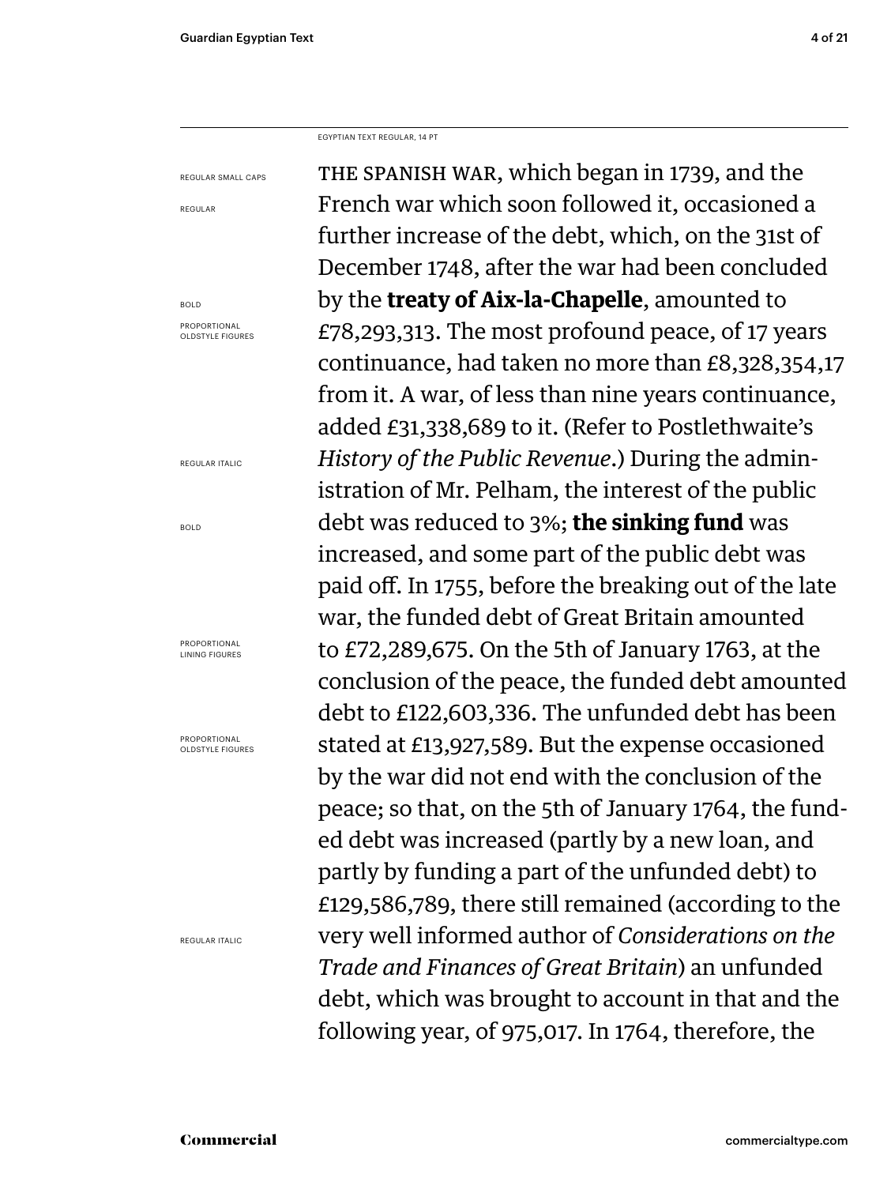EGYPTIAN TEXT REGULAR, 14 PT

REGULAR SMALL CAPS

REGULAR

BOLD

PROPORTIONAL OLDSTYLE FIGURES

REGULAR ITALIC

BOLD

PROPORTIONAL LINING FIGURES

PROPORTIONAL OLDSTYLE FIGURES

REGULAR ITALIC

THE SPANISH WAR, which began in 1739, and the French war which soon followed it, occasioned a further increase of the debt, which, on the 31st of December 1748, after the war had been concluded by the **treaty of Aix-la-Chapelle**, amounted to £78,293,313. The most profound peace, of 17 years continuance, had taken no more than £8,328,354,17 from it. A war, of less than nine years continuance, added £31,338,689 to it. (Refer to Postlethwaite's *History of the Public Revenue*.) During the administration of Mr. Pelham, the interest of the public debt was reduced to 3%; **the sinking fund** was increased, and some part of the public debt was paid off. In 1755, before the breaking out of the late war, the funded debt of Great Britain amounted to £72,289,675. On the 5th of January 1763, at the conclusion of the peace, the funded debt amounted debt to £122,603,336. The unfunded debt has been stated at £13,927,589. But the expense occasioned by the war did not end with the conclusion of the peace; so that, on the 5th of January 1764, the funded debt was increased (partly by a new loan, and partly by funding a part of the unfunded debt) to £129,586,789, there still remained (according to the very well informed author of *Considerations on the Trade and Finances of Great Britain*) an unfunded debt, which was brought to account in that and the following year, of 975,017. In 1764, therefore, the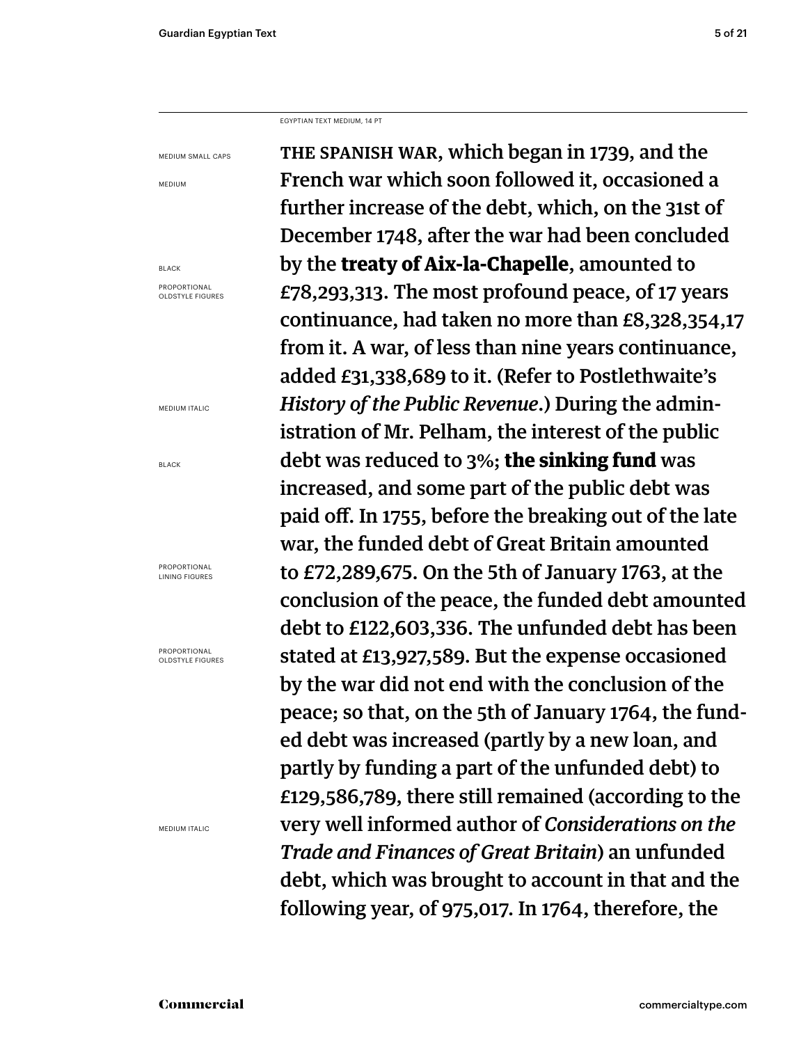EGYPTIAN TEXT MEDIUM, 14 PT

MEDIUM SMALL CAPS

MEDIUM

BLACK

PROPORTIONAL OLDSTYLE FIGURES

MEDIUM ITALIC

BLACK

PROPORTIONAL LINING FIGURES

PROPORTIONAL OLDSTYLE FIGURES

MEDIUM ITALIC

THE SPANISH WAR, which began in 1739, and the French war which soon followed it, occasioned a further increase of the debt, which, on the 31st of December 1748, after the war had been concluded by the **treaty of Aix-la-Chapelle**, amounted to £78,293,313. The most profound peace, of 17 years continuance, had taken no more than £8,328,354,17 from it. A war, of less than nine years continuance, added £31,338,689 to it. (Refer to Postlethwaite's *History of the Public Revenue*.) During the administration of Mr. Pelham, the interest of the public debt was reduced to 3%; **the sinking fund** was increased, and some part of the public debt was paid off. In 1755, before the breaking out of the late war, the funded debt of Great Britain amounted to £72,289,675. On the 5th of January 1763, at the conclusion of the peace, the funded debt amounted debt to £122,603,336. The unfunded debt has been stated at £13,927,589. But the expense occasioned by the war did not end with the conclusion of the peace; so that, on the 5th of January 1764, the funded debt was increased (partly by a new loan, and partly by funding a part of the unfunded debt) to £129,586,789, there still remained (according to the very well informed author of *Considerations on the Trade and Finances of Great Britain*) an unfunded debt, which was brought to account in that and the following year, of 975,017. In 1764, therefore, the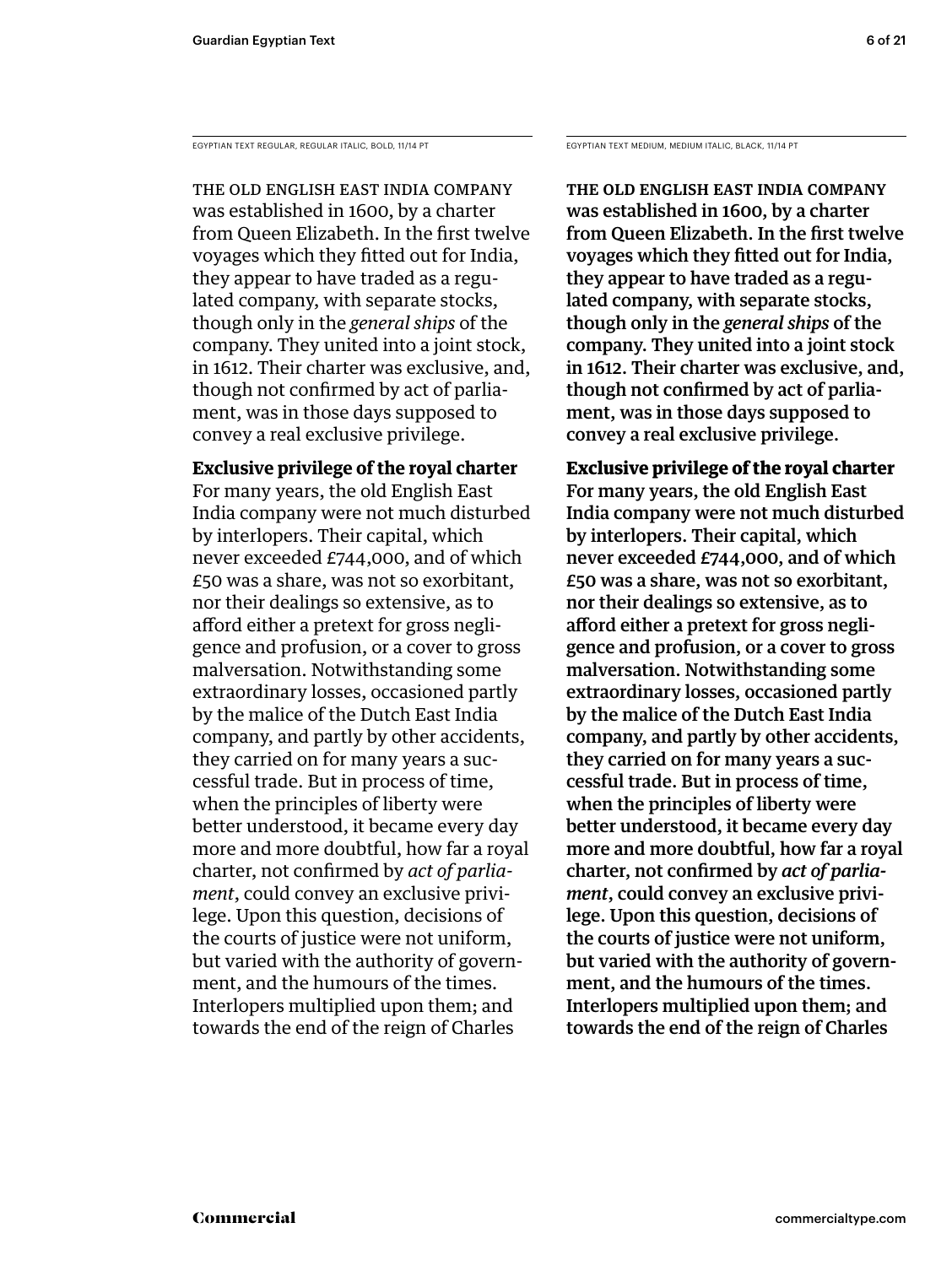EGYPTIAN TEXT REGULAR, REGULAR ITALIC, BOLD, 11/14 PT

THE OLD ENGLISH EAST INDIA COMPANY was established in 1600, by a charter from Queen Elizabeth. In the first twelve voyages which they fitted out for India, they appear to have traded as a regulated company, with separate stocks, though only in the *general ships* of the company. They united into a joint stock, in 1612. Their charter was exclusive, and, though not confirmed by act of parliament, was in those days supposed to convey a real exclusive privilege.

**Exclusive privilege of the royal charter**

For many years, the old English East India company were not much disturbed by interlopers. Their capital, which never exceeded £744,000, and of which £50 was a share, was not so exorbitant, nor their dealings so extensive, as to afford either a pretext for gross negligence and profusion, or a cover to gross malversation. Notwithstanding some extraordinary losses, occasioned partly by the malice of the Dutch East India company, and partly by other accidents, they carried on for many years a successful trade. But in process of time, when the principles of liberty were better understood, it became every day more and more doubtful, how far a royal charter, not confirmed by *act of parliament*, could convey an exclusive privilege. Upon this question, decisions of the courts of justice were not uniform, but varied with the authority of government, and the humours of the times. Interlopers multiplied upon them; and towards the end of the reign of Charles

EGYPTIAN TEXT MEDIUM, MEDIUM ITALIC, BLACK, 11/14 PT

THE OLD ENGLISH EAST INDIA COMPANY was established in 1600, by a charter from Queen Elizabeth. In the first twelve voyages which they fitted out for India, they appear to have traded as a regulated company, with separate stocks, though only in the *general ships* of the company. They united into a joint stock in 1612. Their charter was exclusive, and, though not confirmed by act of parliament, was in those days supposed to convey a real exclusive privilege.

**Exclusive privilege of the royal charter**

For many years, the old English East India company were not much disturbed by interlopers. Their capital, which never exceeded £744,000, and of which £50 was a share, was not so exorbitant, nor their dealings so extensive, as to afford either a pretext for gross negligence and profusion, or a cover to gross malversation. Notwithstanding some extraordinary losses, occasioned partly by the malice of the Dutch East India company, and partly by other accidents, they carried on for many years a successful trade. But in process of time, when the principles of liberty were better understood, it became every day more and more doubtful, how far a royal charter, not confirmed by *act of parliament*, could convey an exclusive privilege. Upon this question, decisions of the courts of justice were not uniform, but varied with the authority of government, and the humours of the times. Interlopers multiplied upon them; and towards the end of the reign of Charles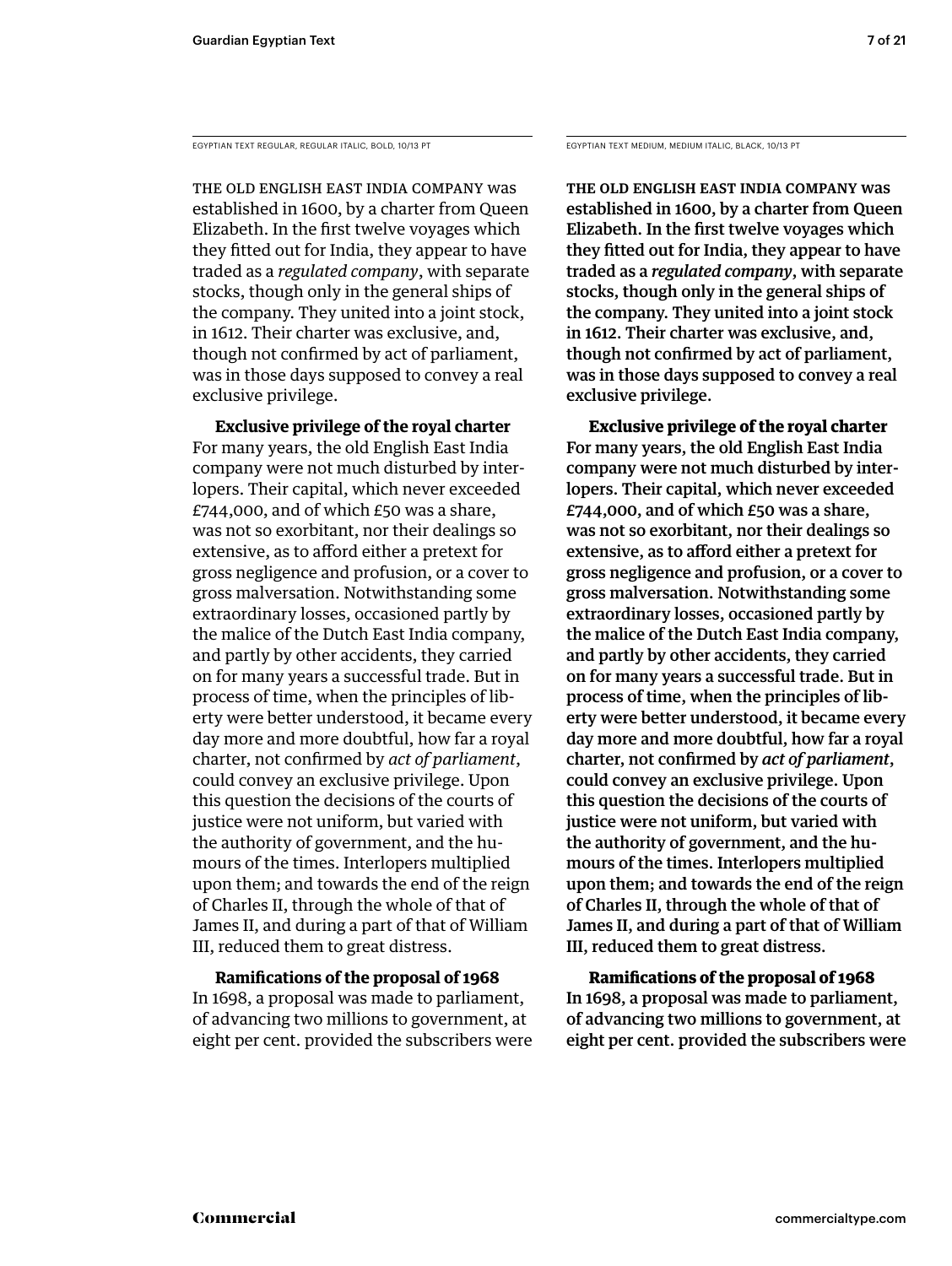EGYPTIAN TEXT REGULAR, REGULAR ITALIC, BOLD, 10/13 PT

THE OLD ENGLISH EAST INDIA COMPANY was established in 1600, by a charter from Queen Elizabeth. In the first twelve voyages which they fitted out for India, they appear to have traded as a *regulated company*, with separate stocks, though only in the general ships of the company. They united into a joint stock, in 1612. Their charter was exclusive, and, though not confirmed by act of parliament, was in those days supposed to convey a real exclusive privilege.

**Exclusive privilege of the royal charter**
For many years, the old English East India company were not much disturbed by interlopers. Their capital, which never exceeded £744,000, and of which £50 was a share, was not so exorbitant, nor their dealings so extensive, as to afford either a pretext for gross negligence and profusion, or a cover to gross malversation. Notwithstanding some extraordinary losses, occasioned partly by the malice of the Dutch East India company, and partly by other accidents, they carried on for many years a successful trade. But in process of time, when the principles of liberty were better understood, it became every day more and more doubtful, how far a royal charter, not confirmed by *act of parliament*, could convey an exclusive privilege. Upon this question the decisions of the courts of justice were not uniform, but varied with the authority of government, and the humours of the times. Interlopers multiplied upon them; and towards the end of the reign of Charles II, through the whole of that of James II, and during a part of that of William III, reduced them to great distress.

**Ramifications of the proposal of 1968**
In 1698, a proposal was made to parliament, of advancing two millions to government, at eight per cent. provided the subscribers were

EGYPTIAN TEXT MEDIUM, MEDIUM ITALIC, BLACK, 10/13 PT

THE OLD ENGLISH EAST INDIA COMPANY was established in 1600, by a charter from Queen Elizabeth. In the first twelve voyages which they fitted out for India, they appear to have traded as a *regulated company*, with separate stocks, though only in the general ships of the company. They united into a joint stock in 1612. Their charter was exclusive, and, though not confirmed by act of parliament, was in those days supposed to convey a real exclusive privilege.

**Exclusive privilege of the royal charter**
For many years, the old English East India company were not much disturbed by interlopers. Their capital, which never exceeded £744,000, and of which £50 was a share, was not so exorbitant, nor their dealings so extensive, as to afford either a pretext for gross negligence and profusion, or a cover to gross malversation. Notwithstanding some extraordinary losses, occasioned partly by the malice of the Dutch East India company, and partly by other accidents, they carried on for many years a successful trade. But in process of time, when the principles of liberty were better understood, it became every day more and more doubtful, how far a royal charter, not confirmed by *act of parliament*, could convey an exclusive privilege. Upon this question the decisions of the courts of justice were not uniform, but varied with the authority of government, and the humours of the times. Interlopers multiplied upon them; and towards the end of the reign of Charles II, through the whole of that of James II, and during a part of that of William III, reduced them to great distress.

**Ramifications of the proposal of 1968**
In 1698, a proposal was made to parliament, of advancing two millions to government, at eight per cent. provided the subscribers were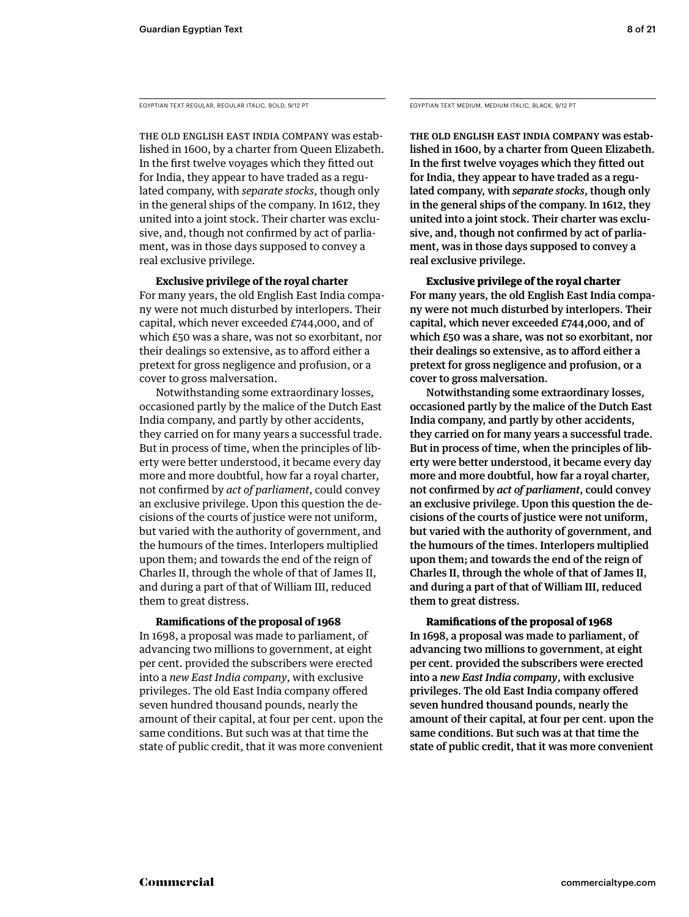EGYPTIAN TEXT REGULAR, REGULAR ITALIC, BOLD, 9/12 PT

THE OLD ENGLISH EAST INDIA COMPANY was established in 1600, by a charter from Queen Elizabeth. In the first twelve voyages which they fitted out for India, they appear to have traded as a regulated company, with *separate stocks*, though only in the general ships of the company. In 1612, they united into a joint stock. Their charter was exclusive, and, though not confirmed by act of parliament, was in those days supposed to convey a real exclusive privilege.

**Exclusive privilege of the royal charter**
For many years, the old English East India company were not much disturbed by interlopers. Their capital, which never exceeded £744,000, and of which £50 was a share, was not so exorbitant, nor their dealings so extensive, as to afford either a pretext for gross negligence and profusion, or a cover to gross malversation.

Notwithstanding some extraordinary losses, occasioned partly by the malice of the Dutch East India company, and partly by other accidents, they carried on for many years a successful trade. But in process of time, when the principles of liberty were better understood, it became every day more and more doubtful, how far a royal charter, not confirmed by *act of parliament*, could convey an exclusive privilege. Upon this question the decisions of the courts of justice were not uniform, but varied with the authority of government, and the humours of the times. Interlopers multiplied upon them; and towards the end of the reign of Charles II, through the whole of that of James II, and during a part of that of William III, reduced them to great distress.

**Ramifications of the proposal of 1968**
In 1698, a proposal was made to parliament, of advancing two millions to government, at eight per cent. provided the subscribers were erected into a *new East India company*, with exclusive privileges. The old East India company offered seven hundred thousand pounds, nearly the amount of their capital, at four per cent. upon the same conditions. But such was at that time the state of public credit, that it was more convenient

EGYPTIAN TEXT MEDIUM, MEDIUM ITALIC, BLACK, 9/12 PT

THE OLD ENGLISH EAST INDIA COMPANY was established in 1600, by a charter from Queen Elizabeth. In the first twelve voyages which they fitted out for India, they appear to have traded as a regulated company, with *separate stocks*, though only in the general ships of the company. In 1612, they united into a joint stock. Their charter was exclusive, and, though not confirmed by act of parliament, was in those days supposed to convey a real exclusive privilege.

**Exclusive privilege of the royal charter**
For many years, the old English East India company were not much disturbed by interlopers. Their capital, which never exceeded £744,000, and of which £50 was a share, was not so exorbitant, nor their dealings so extensive, as to afford either a pretext for gross negligence and profusion, or a cover to gross malversation.

Notwithstanding some extraordinary losses, occasioned partly by the malice of the Dutch East India company, and partly by other accidents, they carried on for many years a successful trade. But in process of time, when the principles of liberty were better understood, it became every day more and more doubtful, how far a royal charter, not confirmed by *act of parliament*, could convey an exclusive privilege. Upon this question the decisions of the courts of justice were not uniform, but varied with the authority of government, and the humours of the times. Interlopers multiplied upon them; and towards the end of the reign of Charles II, through the whole of that of James II, and during a part of that of William III, reduced them to great distress.

**Ramifications of the proposal of 1968**
In 1698, a proposal was made to parliament, of advancing two millions to government, at eight per cent. provided the subscribers were erected into a *new East India company*, with exclusive privileges. The old East India company offered seven hundred thousand pounds, nearly the amount of their capital, at four per cent. upon the same conditions. But such was at that time the state of public credit, that it was more convenient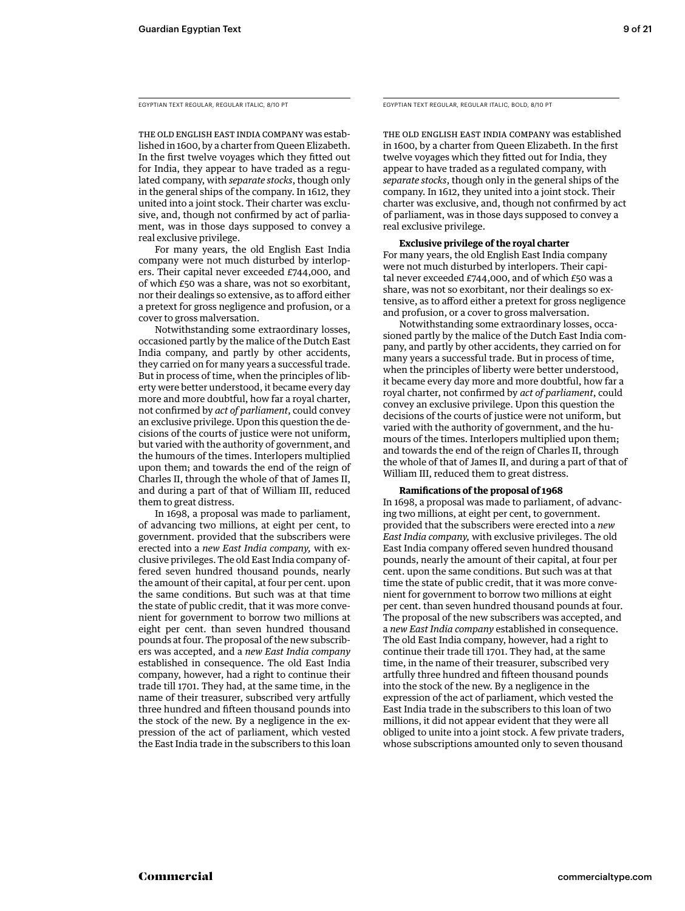EGYPTIAN TEXT REGULAR, REGULAR ITALIC, 8/10 PT

THE OLD ENGLISH EAST INDIA COMPANY was established in 1600, by a charter from Queen Elizabeth. In the first twelve voyages which they fitted out for India, they appear to have traded as a regulated company, with *separate stocks*, though only in the general ships of the company. In 1612, they united into a joint stock. Their charter was exclusive, and, though not confirmed by act of parliament, was in those days supposed to convey a real exclusive privilege.

For many years, the old English East India company were not much disturbed by interlopers. Their capital never exceeded £744,000, and of which £50 was a share, was not so exorbitant, nor their dealings so extensive, as to afford either a pretext for gross negligence and profusion, or a cover to gross malversation.

Notwithstanding some extraordinary losses, occasioned partly by the malice of the Dutch East India company, and partly by other accidents, they carried on for many years a successful trade. But in process of time, when the principles of liberty were better understood, it became every day more and more doubtful, how far a royal charter, not confirmed by *act of parliament*, could convey an exclusive privilege. Upon this question the decisions of the courts of justice were not uniform, but varied with the authority of government, and the humours of the times. Interlopers multiplied upon them; and towards the end of the reign of Charles II, through the whole of that of James II, and during a part of that of William III, reduced them to great distress.

In 1698, a proposal was made to parliament, of advancing two millions, at eight per cent, to government. provided that the subscribers were erected into a *new East India company,* with exclusive privileges. The old East India company offered seven hundred thousand pounds, nearly the amount of their capital, at four per cent. upon the same conditions. But such was at that time the state of public credit, that it was more convenient for government to borrow two millions at eight per cent. than seven hundred thousand pounds at four. The proposal of the new subscribers was accepted, and a *new East India company* established in consequence. The old East India company, however, had a right to continue their trade till 1701. They had, at the same time, in the name of their treasurer, subscribed very artfully three hundred and fifteen thousand pounds into the stock of the new. By a negligence in the expression of the act of parliament, which vested the East India trade in the subscribers to this loan

EGYPTIAN TEXT REGULAR, REGULAR ITALIC, BOLD, 8/10 PT

THE OLD ENGLISH EAST INDIA COMPANY was established in 1600, by a charter from Queen Elizabeth. In the first twelve voyages which they fitted out for India, they appear to have traded as a regulated company, with *separate stocks*, though only in the general ships of the company. In 1612, they united into a joint stock. Their charter was exclusive, and, though not confirmed by act of parliament, was in those days supposed to convey a real exclusive privilege.

**Exclusive privilege of the royal charter**

For many years, the old English East India company were not much disturbed by interlopers. Their capital never exceeded £744,000, and of which £50 was a share, was not so exorbitant, nor their dealings so extensive, as to afford either a pretext for gross negligence and profusion, or a cover to gross malversation.

Notwithstanding some extraordinary losses, occasioned partly by the malice of the Dutch East India company, and partly by other accidents, they carried on for many years a successful trade. But in process of time, when the principles of liberty were better understood, it became every day more and more doubtful, how far a royal charter, not confirmed by *act of parliament*, could convey an exclusive privilege. Upon this question the decisions of the courts of justice were not uniform, but varied with the authority of government, and the humours of the times. Interlopers multiplied upon them; and towards the end of the reign of Charles II, through the whole of that of James II, and during a part of that of William III, reduced them to great distress.

**Ramifications of the proposal of 1968**

In 1698, a proposal was made to parliament, of advancing two millions, at eight per cent, to government. provided that the subscribers were erected into a *new East India company,* with exclusive privileges. The old East India company offered seven hundred thousand pounds, nearly the amount of their capital, at four per cent. upon the same conditions. But such was at that time the state of public credit, that it was more convenient for government to borrow two millions at eight per cent. than seven hundred thousand pounds at four. The proposal of the new subscribers was accepted, and a *new East India company* established in consequence. The old East India company, however, had a right to continue their trade till 1701. They had, at the same time, in the name of their treasurer, subscribed very artfully three hundred and fifteen thousand pounds into the stock of the new. By a negligence in the expression of the act of parliament, which vested the East India trade in the subscribers to this loan of two millions, it did not appear evident that they were all obliged to unite into a joint stock. A few private traders, whose subscriptions amounted only to seven thousand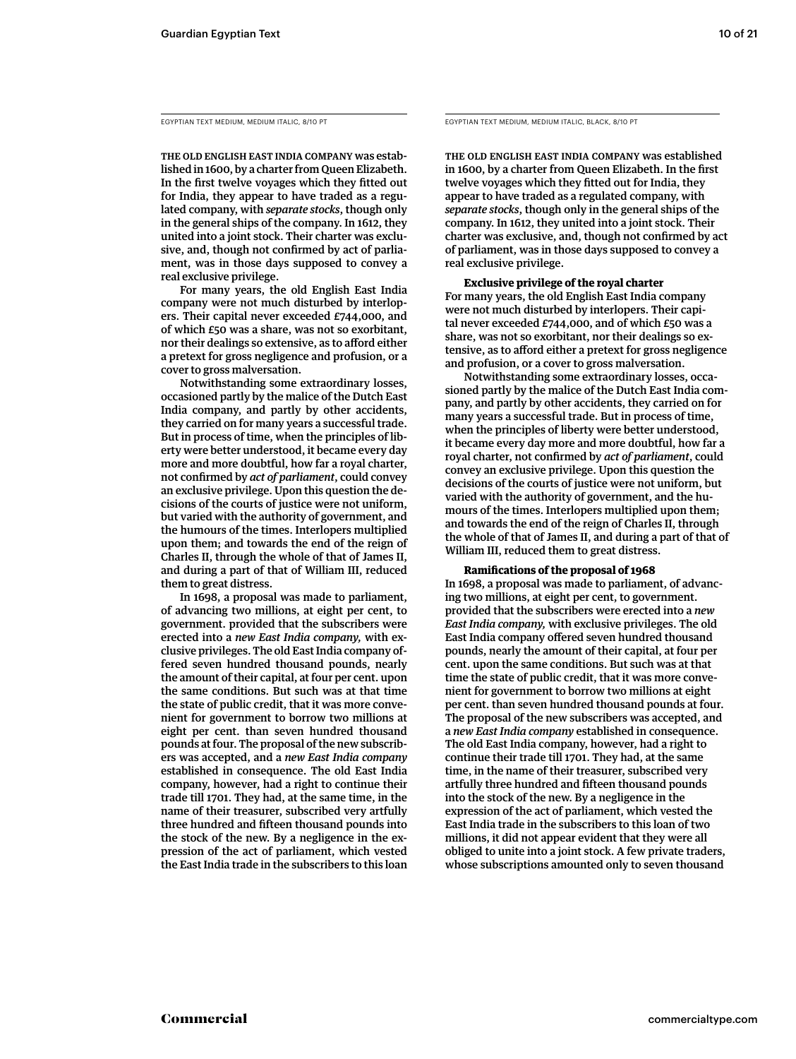EGYPTIAN TEXT MEDIUM, MEDIUM ITALIC, 8/10 PT

THE OLD ENGLISH EAST INDIA COMPANY was established in 1600, by a charter from Queen Elizabeth. In the first twelve voyages which they fitted out for India, they appear to have traded as a regulated company, with *separate stocks*, though only in the general ships of the company. In 1612, they united into a joint stock. Their charter was exclusive, and, though not confirmed by act of parliament, was in those days supposed to convey a real exclusive privilege.

For many years, the old English East India company were not much disturbed by interlopers. Their capital never exceeded £744,000, and of which £50 was a share, was not so exorbitant, nor their dealings so extensive, as to afford either a pretext for gross negligence and profusion, or a cover to gross malversation.

Notwithstanding some extraordinary losses, occasioned partly by the malice of the Dutch East India company, and partly by other accidents, they carried on for many years a successful trade. But in process of time, when the principles of liberty were better understood, it became every day more and more doubtful, how far a royal charter, not confirmed by *act of parliament*, could convey an exclusive privilege. Upon this question the decisions of the courts of justice were not uniform, but varied with the authority of government, and the humours of the times. Interlopers multiplied upon them; and towards the end of the reign of Charles II, through the whole of that of James II, and during a part of that of William III, reduced them to great distress.

In 1698, a proposal was made to parliament, of advancing two millions, at eight per cent, to government. provided that the subscribers were erected into a *new East India company,* with exclusive privileges. The old East India company offered seven hundred thousand pounds, nearly the amount of their capital, at four per cent. upon the same conditions. But such was at that time the state of public credit, that it was more convenient for government to borrow two millions at eight per cent. than seven hundred thousand pounds at four. The proposal of the new subscribers was accepted, and a *new East India company* established in consequence. The old East India company, however, had a right to continue their trade till 1701. They had, at the same time, in the name of their treasurer, subscribed very artfully three hundred and fifteen thousand pounds into the stock of the new. By a negligence in the expression of the act of parliament, which vested the East India trade in the subscribers to this loan

EGYPTIAN TEXT MEDIUM, MEDIUM ITALIC, BLACK, 8/10 PT

THE OLD ENGLISH EAST INDIA COMPANY was established in 1600, by a charter from Queen Elizabeth. In the first twelve voyages which they fitted out for India, they appear to have traded as a regulated company, with *separate stocks*, though only in the general ships of the company. In 1612, they united into a joint stock. Their charter was exclusive, and, though not confirmed by act of parliament, was in those days supposed to convey a real exclusive privilege.

**Exclusive privilege of the royal charter**

For many years, the old English East India company were not much disturbed by interlopers. Their capital never exceeded £744,000, and of which £50 was a share, was not so exorbitant, nor their dealings so extensive, as to afford either a pretext for gross negligence and profusion, or a cover to gross malversation.

Notwithstanding some extraordinary losses, occasioned partly by the malice of the Dutch East India company, and partly by other accidents, they carried on for many years a successful trade. But in process of time, when the principles of liberty were better understood, it became every day more and more doubtful, how far a royal charter, not confirmed by *act of parliament*, could convey an exclusive privilege. Upon this question the decisions of the courts of justice were not uniform, but varied with the authority of government, and the humours of the times. Interlopers multiplied upon them; and towards the end of the reign of Charles II, through the whole of that of James II, and during a part of that of William III, reduced them to great distress.

**Ramifications of the proposal of 1968**

In 1698, a proposal was made to parliament, of advancing two millions, at eight per cent, to government. provided that the subscribers were erected into a *new East India company,* with exclusive privileges. The old East India company offered seven hundred thousand pounds, nearly the amount of their capital, at four per cent. upon the same conditions. But such was at that time the state of public credit, that it was more convenient for government to borrow two millions at eight per cent. than seven hundred thousand pounds at four. The proposal of the new subscribers was accepted, and a *new East India company* established in consequence. The old East India company, however, had a right to continue their trade till 1701. They had, at the same time, in the name of their treasurer, subscribed very artfully three hundred and fifteen thousand pounds into the stock of the new. By a negligence in the expression of the act of parliament, which vested the East India trade in the subscribers to this loan of two millions, it did not appear evident that they were all obliged to unite into a joint stock. A few private traders, whose subscriptions amounted only to seven thousand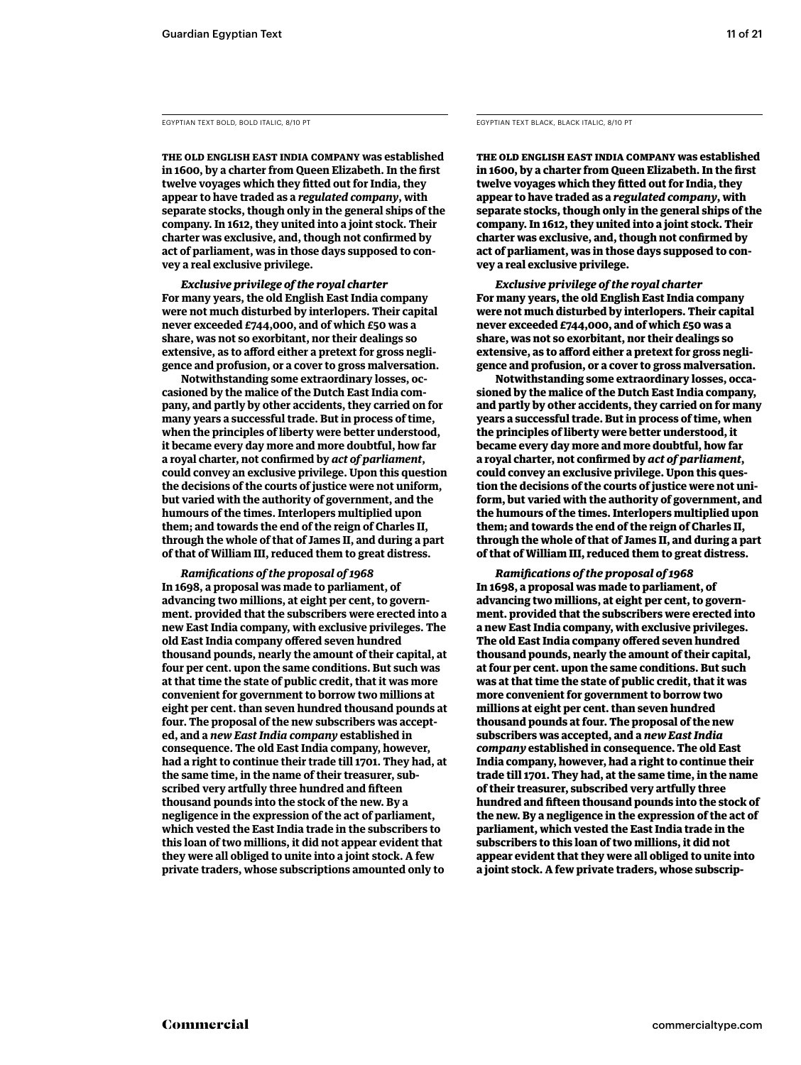EGYPTIAN TEXT BOLD, BOLD ITALIC, 8/10 PT

**THE OLD ENGLISH EAST INDIA COMPANY was established in 1600, by a charter from Queen Elizabeth. In the first twelve voyages which they fitted out for India, they appear to have traded as a *regulated company*, with separate stocks, though only in the general ships of the company. In 1612, they united into a joint stock. Their charter was exclusive, and, though not confirmed by act of parliament, was in those days supposed to convey a real exclusive privilege.**

***Exclusive privilege of the royal charter***

**For many years, the old English East India company were not much disturbed by interlopers. Their capital never exceeded £744,000, and of which £50 was a share, was not so exorbitant, nor their dealings so extensive, as to afford either a pretext for gross negligence and profusion, or a cover to gross malversation.**

**Notwithstanding some extraordinary losses, occasioned by the malice of the Dutch East India company, and partly by other accidents, they carried on for many years a successful trade. But in process of time, when the principles of liberty were better understood, it became every day more and more doubtful, how far a royal charter, not confirmed by *act of parliament*, could convey an exclusive privilege. Upon this question the decisions of the courts of justice were not uniform, but varied with the authority of government, and the humours of the times. Interlopers multiplied upon them; and towards the end of the reign of Charles II, through the whole of that of James II, and during a part of that of William III, reduced them to great distress.**

***Ramifications of the proposal of 1968***

**In 1698, a proposal was made to parliament, of advancing two millions, at eight per cent, to government. provided that the subscribers were erected into a new East India company, with exclusive privileges. The old East India company offered seven hundred thousand pounds, nearly the amount of their capital, at four per cent. upon the same conditions. But such was at that time the state of public credit, that it was more convenient for government to borrow two millions at eight per cent. than seven hundred thousand pounds at four. The proposal of the new subscribers was accepted, and a *new East India company* established in consequence. The old East India company, however, had a right to continue their trade till 1701. They had, at the same time, in the name of their treasurer, subscribed very artfully three hundred and fifteen thousand pounds into the stock of the new. By a negligence in the expression of the act of parliament, which vested the East India trade in the subscribers to this loan of two millions, it did not appear evident that they were all obliged to unite into a joint stock. A few private traders, whose subscriptions amounted only to**

EGYPTIAN TEXT BLACK, BLACK ITALIC, 8/10 PT

**THE OLD ENGLISH EAST INDIA COMPANY was established in 1600, by a charter from Queen Elizabeth. In the first twelve voyages which they fitted out for India, they appear to have traded as a *regulated company*, with separate stocks, though only in the general ships of the company. In 1612, they united into a joint stock. Their charter was exclusive, and, though not confirmed by act of parliament, was in those days supposed to convey a real exclusive privilege.**

***Exclusive privilege of the royal charter***

**For many years, the old English East India company were not much disturbed by interlopers. Their capital never exceeded £744,000, and of which £50 was a share, was not so exorbitant, nor their dealings so extensive, as to afford either a pretext for gross negligence and profusion, or a cover to gross malversation.**

**Notwithstanding some extraordinary losses, occasioned by the malice of the Dutch East India company, and partly by other accidents, they carried on for many years a successful trade. But in process of time, when the principles of liberty were better understood, it became every day more and more doubtful, how far a royal charter, not confirmed by *act of parliament*, could convey an exclusive privilege. Upon this question the decisions of the courts of justice were not uniform, but varied with the authority of government, and the humours of the times. Interlopers multiplied upon them; and towards the end of the reign of Charles II, through the whole of that of James II, and during a part of that of William III, reduced them to great distress.**

***Ramifications of the proposal of 1968***

**In 1698, a proposal was made to parliament, of advancing two millions, at eight per cent, to government. provided that the subscribers were erected into a new East India company, with exclusive privileges. The old East India company offered seven hundred thousand pounds, nearly the amount of their capital, at four per cent. upon the same conditions. But such was at that time the state of public credit, that it was more convenient for government to borrow two millions at eight per cent. than seven hundred thousand pounds at four. The proposal of the new subscribers was accepted, and a *new East India company* established in consequence. The old East India company, however, had a right to continue their trade till 1701. They had, at the same time, in the name of their treasurer, subscribed very artfully three hundred and fifteen thousand pounds into the stock of the new. By a negligence in the expression of the act of parliament, which vested the East India trade in the subscribers to this loan of two millions, it did not appear evident that they were all obliged to unite into a joint stock. A few private traders, whose subscrip-**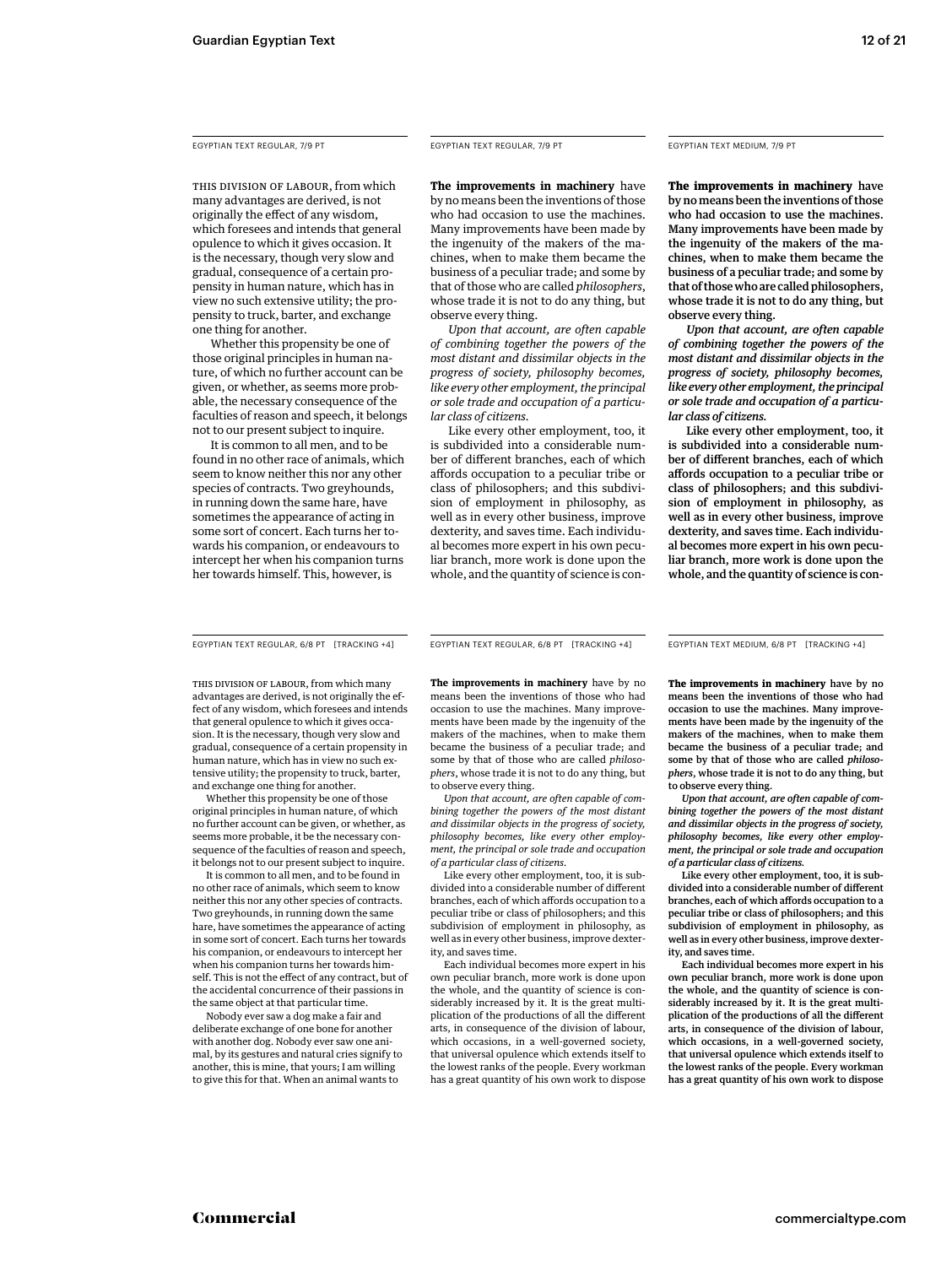EGYPTIAN TEXT REGULAR, 7/9 PT

THIS DIVISION OF LABOUR, from which many advantages are derived, is not originally the effect of any wisdom, which foresees and intends that general opulence to which it gives occasion. It is the necessary, though very slow and gradual, consequence of a certain propensity in human nature, which has in view no such extensive utility; the propensity to truck, barter, and exchange one thing for another.

Whether this propensity be one of those original principles in human nature, of which no further account can be given, or whether, as seems more probable, the necessary consequence of the faculties of reason and speech, it belongs not to our present subject to inquire.

It is common to all men, and to be found in no other race of animals, which seem to know neither this nor any other species of contracts. Two greyhounds, in running down the same hare, have sometimes the appearance of acting in some sort of concert. Each turns her towards his companion, or endeavours to intercept her when his companion turns her towards himself. This, however, is

EGYPTIAN TEXT REGULAR, 7/9 PT

**The improvements in machinery** have by no means been the inventions of those who had occasion to use the machines. Many improvements have been made by the ingenuity of the makers of the machines, when to make them became the business of a peculiar trade; and some by that of those who are called *philosophers*, whose trade it is not to do any thing, but observe every thing.

*Upon that account, are often capable of combining together the powers of the most distant and dissimilar objects in the progress of society, philosophy becomes, like every other employment, the principal or sole trade and occupation of a particular class of citizens.*

Like every other employment, too, it is subdivided into a considerable number of different branches, each of which affords occupation to a peculiar tribe or class of philosophers; and this subdivision of employment in philosophy, as well as in every other business, improve dexterity, and saves time. Each individual becomes more expert in his own peculiar branch, more work is done upon the whole, and the quantity of science is con-

EGYPTIAN TEXT MEDIUM, 7/9 PT

**The improvements in machinery** have by no means been the inventions of those who had occasion to use the machines. Many improvements have been made by the ingenuity of the makers of the machines, when to make them became the business of a peculiar trade; and some by that of those who are called philosophers, whose trade it is not to do any thing, but observe every thing.

*Upon that account, are often capable of combining together the powers of the most distant and dissimilar objects in the progress of society, philosophy becomes, like every other employment, the principal or sole trade and occupation of a particular class of citizens.*

Like every other employment, too, it is subdivided into a considerable number of different branches, each of which affords occupation to a peculiar tribe or class of philosophers; and this subdivision of employment in philosophy, as well as in every other business, improve dexterity, and saves time. Each individual becomes more expert in his own peculiar branch, more work is done upon the whole, and the quantity of science is con-

EGYPTIAN TEXT REGULAR, 6/8 PT [TRACKING +4]

THIS DIVISION OF LABOUR, from which many advantages are derived, is not originally the effect of any wisdom, which foresees and intends that general opulence to which it gives occasion. It is the necessary, though very slow and gradual, consequence of a certain propensity in human nature, which has in view no such extensive utility; the propensity to truck, barter, and exchange one thing for another.

Whether this propensity be one of those original principles in human nature, of which no further account can be given, or whether, as seems more probable, it be the necessary consequence of the faculties of reason and speech, it belongs not to our present subject to inquire.

It is common to all men, and to be found in no other race of animals, which seem to know neither this nor any other species of contracts. Two greyhounds, in running down the same hare, have sometimes the appearance of acting in some sort of concert. Each turns her towards his companion, or endeavours to intercept her when his companion turns her towards himself. This is not the effect of any contract, but of the accidental concurrence of their passions in the same object at that particular time.

Nobody ever saw a dog make a fair and deliberate exchange of one bone for another with another dog. Nobody ever saw one animal, by its gestures and natural cries signify to another, this is mine, that yours; I am willing to give this for that. When an animal wants to

EGYPTIAN TEXT REGULAR, 6/8 PT [TRACKING +4]

**The improvements in machinery** have by no means been the inventions of those who had occasion to use the machines. Many improvements have been made by the ingenuity of the makers of the machines, when to make them became the business of a peculiar trade; and some by that of those who are called *philosophers*, whose trade it is not to do any thing, but to observe every thing.

*Upon that account, are often capable of combining together the powers of the most distant and dissimilar objects in the progress of society, philosophy becomes, like every other employment, the principal or sole trade and occupation of a particular class of citizens.*

Like every other employment, too, it is subdivided into a considerable number of different branches, each of which affords occupation to a peculiar tribe or class of philosophers; and this subdivision of employment in philosophy, as well as in every other business, improve dexterity, and saves time.

Each individual becomes more expert in his own peculiar branch, more work is done upon the whole, and the quantity of science is considerably increased by it. It is the great multiplication of the productions of all the different arts, in consequence of the division of labour, which occasions, in a well-governed society, that universal opulence which extends itself to the lowest ranks of the people. Every workman has a great quantity of his own work to dispose

EGYPTIAN TEXT MEDIUM, 6/8 PT [TRACKING +4]

**The improvements in machinery** have by no means been the inventions of those who had occasion to use the machines. Many improvements have been made by the ingenuity of the makers of the machines, when to make them became the business of a peculiar trade; and some by that of those who are called *philosophers*, whose trade it is not to do any thing, but to observe every thing.

*Upon that account, are often capable of combining together the powers of the most distant and dissimilar objects in the progress of society, philosophy becomes, like every other employment, the principal or sole trade and occupation of a particular class of citizens.*

Like every other employment, too, it is subdivided into a considerable number of different branches, each of which affords occupation to a peculiar tribe or class of philosophers; and this subdivision of employment in philosophy, as well as in every other business, improve dexterity, and saves time.

Each individual becomes more expert in his own peculiar branch, more work is done upon the whole, and the quantity of science is considerably increased by it. It is the great multiplication of the productions of all the different arts, in consequence of the division of labour, which occasions, in a well-governed society, that universal opulence which extends itself to the lowest ranks of the people. Every workman has a great quantity of his own work to dispose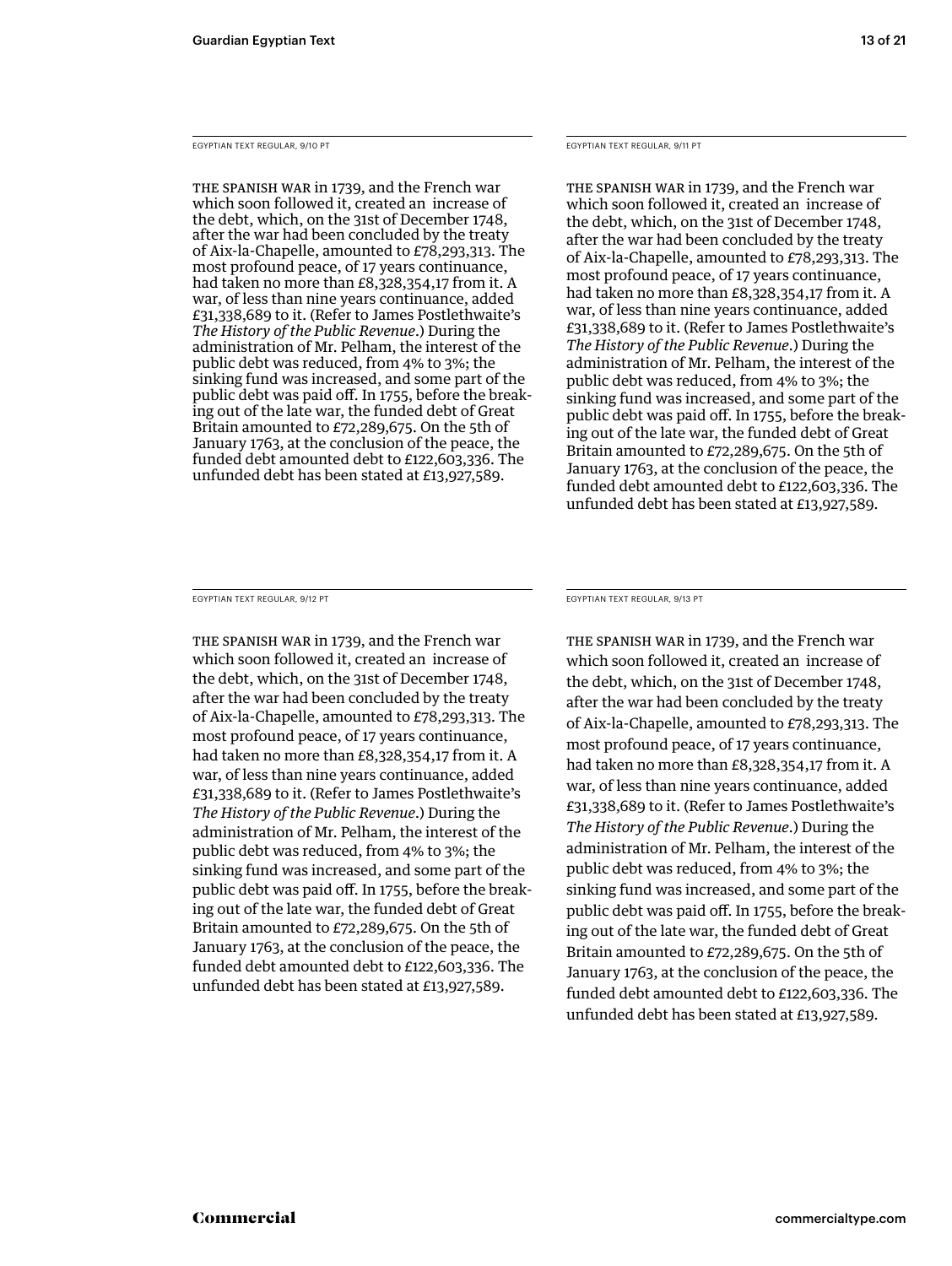EGYPTIAN TEXT REGULAR, 9/10 PT

THE SPANISH WAR in 1739, and the French war which soon followed it, created an  increase of the debt, which, on the 31st of December 1748, after the war had been concluded by the treaty of Aix-la-Chapelle, amounted to £78,293,313. The most profound peace, of 17 years continuance, had taken no more than £8,328,354,17 from it. A war, of less than nine years continuance, added £31,338,689 to it. (Refer to James Postlethwaite's *The History of the Public Revenue*.) During the administration of Mr. Pelham, the interest of the public debt was reduced, from 4% to 3%; the sinking fund was increased, and some part of the public debt was paid off. In 1755, before the breaking out of the late war, the funded debt of Great Britain amounted to £72,289,675. On the 5th of January 1763, at the conclusion of the peace, the funded debt amounted debt to £122,603,336. The unfunded debt has been stated at £13,927,589.

EGYPTIAN TEXT REGULAR, 9/11 PT

THE SPANISH WAR in 1739, and the French war which soon followed it, created an  increase of the debt, which, on the 31st of December 1748, after the war had been concluded by the treaty of Aix-la-Chapelle, amounted to £78,293,313. The most profound peace, of 17 years continuance, had taken no more than £8,328,354,17 from it. A war, of less than nine years continuance, added £31,338,689 to it. (Refer to James Postlethwaite's *The History of the Public Revenue*.) During the administration of Mr. Pelham, the interest of the public debt was reduced, from 4% to 3%; the sinking fund was increased, and some part of the public debt was paid off. In 1755, before the breaking out of the late war, the funded debt of Great Britain amounted to £72,289,675. On the 5th of January 1763, at the conclusion of the peace, the funded debt amounted debt to £122,603,336. The unfunded debt has been stated at £13,927,589.

EGYPTIAN TEXT REGULAR, 9/12 PT

THE SPANISH WAR in 1739, and the French war which soon followed it, created an  increase of the debt, which, on the 31st of December 1748, after the war had been concluded by the treaty of Aix-la-Chapelle, amounted to £78,293,313. The most profound peace, of 17 years continuance, had taken no more than £8,328,354,17 from it. A war, of less than nine years continuance, added £31,338,689 to it. (Refer to James Postlethwaite's *The History of the Public Revenue*.) During the administration of Mr. Pelham, the interest of the public debt was reduced, from 4% to 3%; the sinking fund was increased, and some part of the public debt was paid off. In 1755, before the breaking out of the late war, the funded debt of Great Britain amounted to £72,289,675. On the 5th of January 1763, at the conclusion of the peace, the funded debt amounted debt to £122,603,336. The unfunded debt has been stated at £13,927,589.

EGYPTIAN TEXT REGULAR, 9/13 PT

THE SPANISH WAR in 1739, and the French war which soon followed it, created an  increase of the debt, which, on the 31st of December 1748, after the war had been concluded by the treaty of Aix-la-Chapelle, amounted to £78,293,313. The most profound peace, of 17 years continuance, had taken no more than £8,328,354,17 from it. A war, of less than nine years continuance, added £31,338,689 to it. (Refer to James Postlethwaite's *The History of the Public Revenue*.) During the administration of Mr. Pelham, the interest of the public debt was reduced, from 4% to 3%; the sinking fund was increased, and some part of the public debt was paid off. In 1755, before the breaking out of the late war, the funded debt of Great Britain amounted to £72,289,675. On the 5th of January 1763, at the conclusion of the peace, the funded debt amounted debt to £122,603,336. The unfunded debt has been stated at £13,927,589.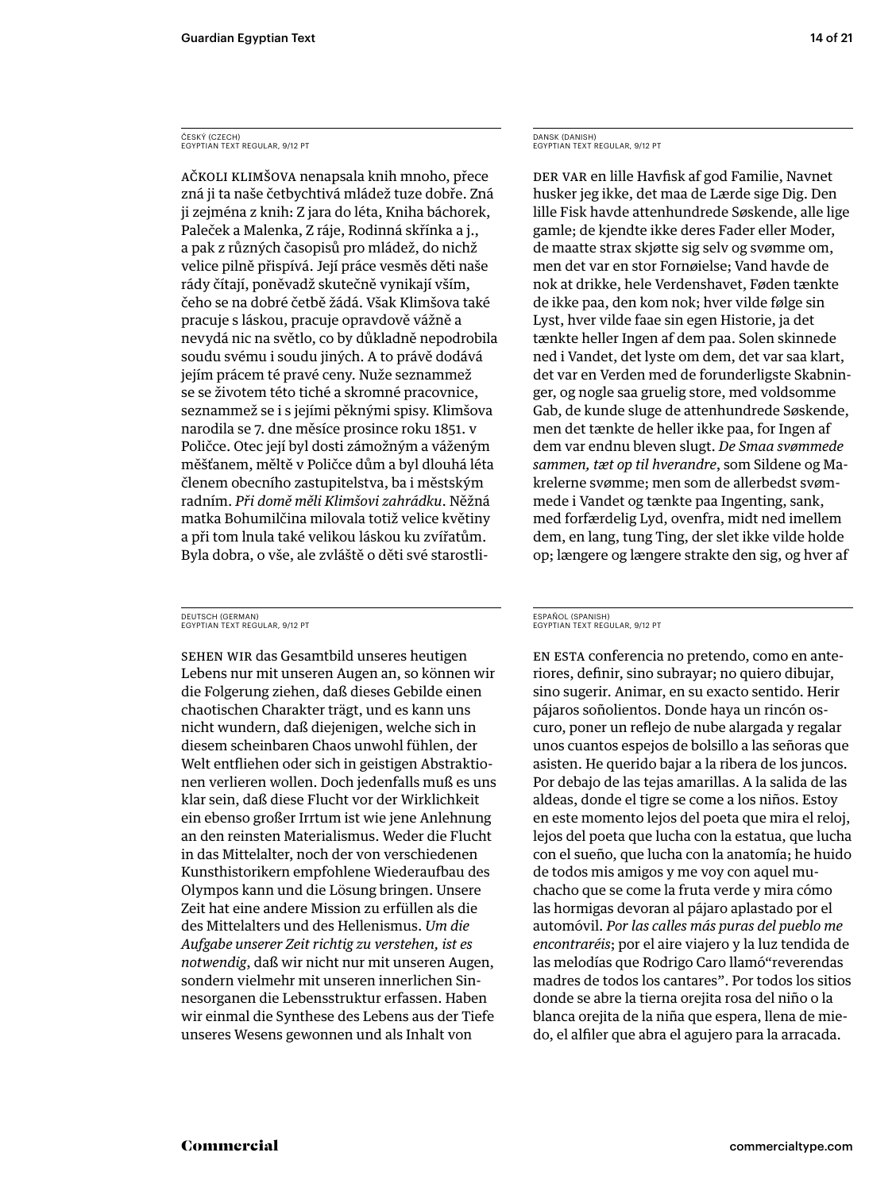ČESKÝ (CZECH)
EGYPTIAN TEXT REGULAR, 9/12 PT

AČKOLI KLIMŠOVA nenapsala knih mnoho, přece zná ji ta naše četbychtivá mládež tuze dobře. Zná ji zejména z knih: Z jara do léta, Kniha báchorek, Paleček a Malenka, Z ráje, Rodinná skřínka a j., a pak z různých časopisů pro mládež, do nichž velice pilně přispívá. Její práce vesměs děti naše rády čítají, poněvadž skutečně vynikají vším, čeho se na dobré četbě žádá. Však Klimšova také pracuje s láskou, pracuje opravdově vážně a nevydá nic na světlo, co by důkladně nepodrobila soudu svému i soudu jiných. A to právě dodává jejím prácem té pravé ceny. Nuže seznammež se se životem této tiché a skromné pracovnice, seznammež se i s jejími pěknými spisy. Klimšova narodila se 7. dne měsíce prosince roku 1851. v Poličce. Otec její byl dosti zámožným a váženým měšťanem, měltě v Poličce dům a byl dlouhá léta členem obecního zastupitelstva, ba i městským radním. *Při domě měli Klimšovi zahrádku*. Něžná matka Bohumilčina milovala totiž velice květiny a při tom lnula také velikou láskou ku zvířatům. Byla dobra, o vše, ale zvláště o děti své starostli-

DANSK (DANISH)
EGYPTIAN TEXT REGULAR, 9/12 PT

DER VAR en lille Havfisk af god Familie, Navnet husker jeg ikke, det maa de Lærde sige Dig. Den lille Fisk havde attenhundrede Søskende, alle lige gamle; de kjendte ikke deres Fader eller Moder, de maatte strax skjøtte sig selv og svømme om, men det var en stor Fornøielse; Vand havde de nok at drikke, hele Verdenshavet, Føden tænkte de ikke paa, den kom nok; hver vilde følge sin Lyst, hver vilde faae sin egen Historie, ja det tænkte heller Ingen af dem paa. Solen skinnede ned i Vandet, det lyste om dem, det var saa klart, det var en Verden med de forunderligste Skabninger, og nogle saa gruelig store, med voldsomme Gab, de kunde sluge de attenhundrede Søskende, men det tænkte de heller ikke paa, for Ingen af dem var endnu bleven slugt. *De Smaa svømmede sammen, tæt op til hverandre*, som Sildene og Makrelerne svømme; men som de allerbedst svømmede i Vandet og tænkte paa Ingenting, sank, med forfærdelig Lyd, ovenfra, midt ned imellem dem, en lang, tung Ting, der slet ikke vilde holde op; længere og længere strakte den sig, og hver af

DEUTSCH (GERMAN)
EGYPTIAN TEXT REGULAR, 9/12 PT

SEHEN WIR das Gesamtbild unseres heutigen Lebens nur mit unseren Augen an, so können wir die Folgerung ziehen, daß dieses Gebilde einen chaotischen Charakter trägt, und es kann uns nicht wundern, daß diejenigen, welche sich in diesem scheinbaren Chaos unwohl fühlen, der Welt entfliehen oder sich in geistigen Abstraktionen verlieren wollen. Doch jedenfalls muß es uns klar sein, daß diese Flucht vor der Wirklichkeit ein ebenso großer Irrtum ist wie jene Anlehnung an den reinsten Materialismus. Weder die Flucht in das Mittelalter, noch der von verschiedenen Kunsthistorikern empfohlene Wiederaufbau des Olympos kann und die Lösung bringen. Unsere Zeit hat eine andere Mission zu erfüllen als die des Mittelalters und des Hellenismus. *Um die Aufgabe unserer Zeit richtig zu verstehen, ist es notwendig*, daß wir nicht nur mit unseren Augen, sondern vielmehr mit unseren innerlichen Sinnesorganen die Lebensstruktur erfassen. Haben wir einmal die Synthese des Lebens aus der Tiefe unseres Wesens gewonnen und als Inhalt von

ESPAÑOL (SPANISH)
EGYPTIAN TEXT REGULAR, 9/12 PT

EN ESTA conferencia no pretendo, como en anteriores, definir, sino subrayar; no quiero dibujar, sino sugerir. Animar, en su exacto sentido. Herir pájaros soñolientos. Donde haya un rincón oscuro, poner un reflejo de nube alargada y regalar unos cuantos espejos de bolsillo a las señoras que asisten. He querido bajar a la ribera de los juncos. Por debajo de las tejas amarillas. A la salida de las aldeas, donde el tigre se come a los niños. Estoy en este momento lejos del poeta que mira el reloj, lejos del poeta que lucha con la estatua, que lucha con el sueño, que lucha con la anatomía; he huido de todos mis amigos y me voy con aquel muchacho que se come la fruta verde y mira cómo las hormigas devoran al pájaro aplastado por el automóvil. *Por las calles más puras del pueblo me encontraréis*; por el aire viajero y la luz tendida de las melodías que Rodrigo Caro llamó"reverendas madres de todos los cantares". Por todos los sitios donde se abre la tierna orejita rosa del niño o la blanca orejita de la niña que espera, llena de miedo, el alfiler que abra el agujero para la arracada.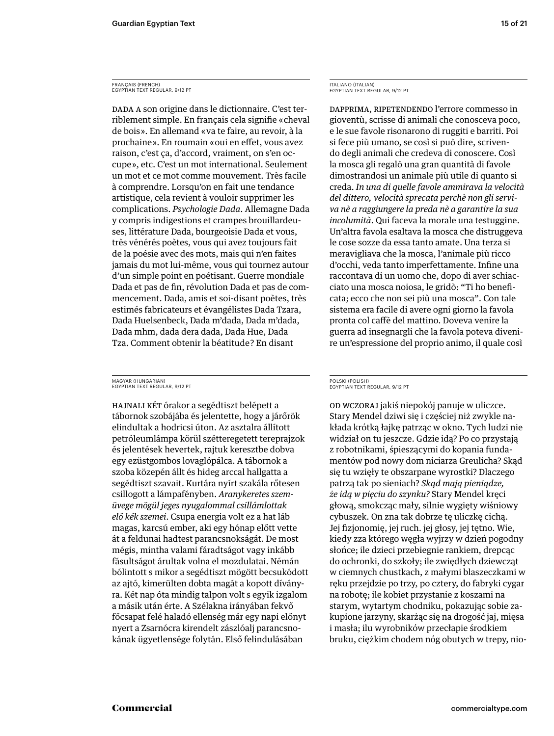FRANÇAIS (FRENCH)
EGYPTIAN TEXT REGULAR, 9/12 PT

DADA A son origine dans le dictionnaire. C'est terriblement simple. En français cela signifie «cheval de bois». En allemand «va te faire, au revoir, à la prochaine». En roumain «oui en effet, vous avez raison, c'est ça, d'accord, vraiment, on s'en occupe», etc. C'est un mot international. Seulement un mot et ce mot comme mouvement. Très facile à comprendre. Lorsqu'on en fait une tendance artistique, cela revient à vouloir supprimer les complications. *Psychologie Dada*. Allemagne Dada y compris indigestions et crampes brouillardeuses, littérature Dada, bourgeoisie Dada et vous, très vénérés poètes, vous qui avez toujours fait de la poésie avec des mots, mais qui n'en faites jamais du mot lui-même, vous qui tournez autour d'un simple point en poétisant. Guerre mondiale Dada et pas de fin, révolution Dada et pas de commencement. Dada, amis et soi-disant poètes, très estimés fabricateurs et évangélistes Dada Tzara, Dada Huelsenbeck, Dada m'dada, Dada m'dada, Dada mhm, dada dera dada, Dada Hue, Dada Tza. Comment obtenir la béatitude? En disant

ITALIANO (ITALIAN)
EGYPTIAN TEXT REGULAR, 9/12 PT

DAPPRIMA, RIPETENDENDO l'errore commesso in gioventù, scrisse di animali che conosceva poco, e le sue favole risonarono di ruggiti e barriti. Poi si fece più umano, se così si può dire, scrivendo degli animali che credeva di conoscere. Così la mosca gli regalò una gran quantità di favole dimostrandosi un animale più utile di quanto si creda. *In una di quelle favole ammirava la velocità del dittero, velocità sprecata perchè non gli serviva nè a raggiungere la preda nè a garantire la sua incolumità*. Qui faceva la morale una testuggine. Un'altra favola esaltava la mosca che distruggeva le cose sozze da essa tanto amate. Una terza si meravigliava che la mosca, l'animale più ricco d'occhi, veda tanto imperfettamente. Infine una raccontava di un uomo che, dopo di aver schiacciato una mosca noiosa, le gridò: "Ti ho beneficata; ecco che non sei più una mosca". Con tale sistema era facile di avere ogni giorno la favola pronta col caffè del mattino. Doveva venire la guerra ad insegnargli che la favola poteva divenire un'espressione del proprio animo, il quale così

MAGYAR (HUNGARIAN)
EGYPTIAN TEXT REGULAR, 9/12 PT

HAJNALI KÉT órakor a segédtiszt belépett a tábornok szobájába és jelentette, hogy a járőrök elindultak a hodricsi úton. Az asztalra állított petróleumlámpa körül szétteregetett tereprajzok és jelentések hevertek, rajtuk keresztbe dobva egy ezüstgombos lovaglópálca. A tábornok a szoba közepén állt és hideg arccal hallgatta a segédtiszt szavait. Kurtára nyírt szakála rőtesen csillogott a lámpafényben. *Aranykeretes szemüvege mögül jeges nyugalommal csillámlottak elő kék szemei*. Csupa energia volt ez a hat láb magas, karcsú ember, aki egy hónap előtt vette át a feldunai hadtest parancsnokságát. De most mégis, mintha valami fáradtságot vagy inkább fásultságot árultak volna el mozdulatai. Némán bólintott s mikor a segédtiszt mögött becsukódott az ajtó, kimerülten dobta magát a kopott díványra. Két nap óta mindig talpon volt s egyik izgalom a másik után érte. A Szélakna irányában fekvő főcsapat felé haladó ellenség már egy napi előnyt nyert a Zsarnócra kirendelt zászlóalj parancsnokának ügyetlensége folytán. Első felindulásában

POLSKI (POLISH)
EGYPTIAN TEXT REGULAR, 9/12 PT

OD WCZORAJ jakiś niepokój panuje w uliczce. Stary Mendel dziwi się i częściej niż zwykle nakłada krótką łajkę patrząc w okno. Tych ludzi nie widział on tu jeszcze. Gdzie idą? Po co przystają z robotnikami, śpieszącymi do kopania fundamentów pod nowy dom niciarza Greulicha? Skąd się tu wzięły te obszarpane wyrostki? Dlaczego patrzą tak po sieniach? *Skąd mają pieniądze, że idą w pięciu do szynku?* Stary Mendel kręci głową, smokcząc mały, silnie wygięty wiśniowy cybuszek. On zna tak dobrze tę uliczkę cichą. Jej fizjonomię, jej ruch. jej głosy, jej tętno. Wie, kiedy zza którego węgła wyjrzy w dzień pogodny słońce; ile dzieci przebiegnie rankiem, drepcąc do ochronki, do szkoły; ile zwiędłych dziewcząt w ciemnych chustkach, z małymi blaszeczkami w ręku przejdzie po trzy, po cztery, do fabryki cygar na robotę; ile kobiet przystanie z koszami na starym, wytartym chodniku, pokazując sobie zakupione jarzyny, skarżąc się na drogość jaj, mięsa i masła; ilu wyrobników przecłapie środkiem bruku, ciężkim chodem nóg obutych w trepy, nio-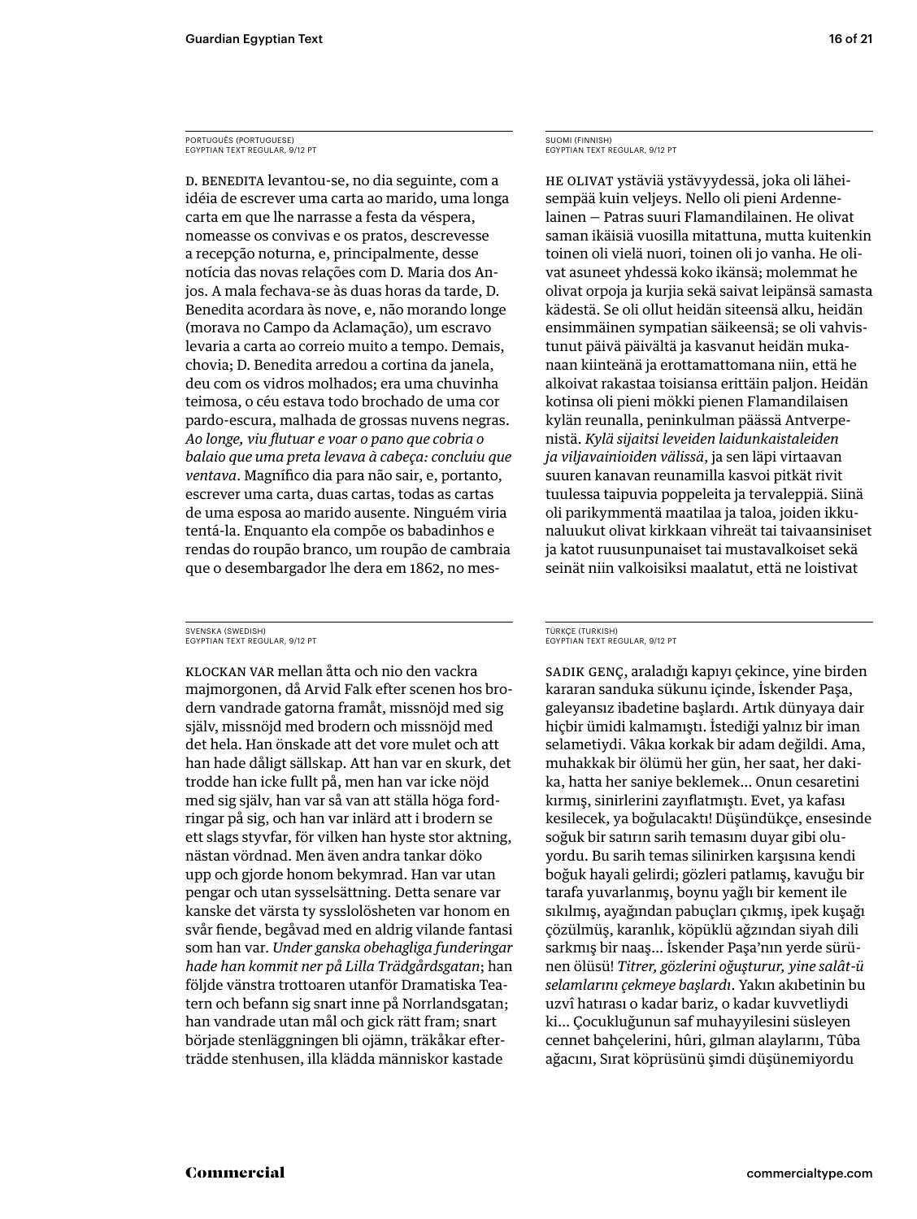PORTUGUÊS (PORTUGUESE)
EGYPTIAN TEXT REGULAR, 9/12 PT

D. BENEDITA levantou-se, no dia seguinte, com a idéia de escrever uma carta ao marido, uma longa carta em que lhe narrasse a festa da véspera, nomeasse os convivas e os pratos, descrevesse a recepção noturna, e, principalmente, desse notícia das novas relações com D. Maria dos Anjos. A mala fechava-se às duas horas da tarde, D. Benedita acordara às nove, e, não morando longe (morava no Campo da Aclamação), um escravo levaria a carta ao correio muito a tempo. Demais, chovia; D. Benedita arredou a cortina da janela, deu com os vidros molhados; era uma chuvinha teimosa, o céu estava todo brochado de uma cor pardo-escura, malhada de grossas nuvens negras. *Ao longe, viu flutuar e voar o pano que cobria o balaio que uma preta levava à cabeça: concluiu que ventava*. Magnífico dia para não sair, e, portanto, escrever uma carta, duas cartas, todas as cartas de uma esposa ao marido ausente. Ninguém viria tentá-la. Enquanto ela compõe os babadinhos e rendas do roupão branco, um roupão de cambraia que o desembargador lhe dera em 1862, no mes-

SUOMI (FINNISH)
EGYPTIAN TEXT REGULAR, 9/12 PT

HE OLIVAT ystäviä ystävyydessä, joka oli läheisempää kuin veljeys. Nello oli pieni Ardennelainen — Patras suuri Flamandilainen. He olivat saman ikäisiä vuosilla mitattuna, mutta kuitenkin toinen oli vielä nuori, toinen oli jo vanha. He olivat asuneet yhdessä koko ikänsä; molemmat he olivat orpoja ja kurjia sekä saivat leipänsä samasta kädestä. Se oli ollut heidän siteensä alku, heidän ensimmäinen sympatian säikeensä; se oli vahvistunut päivä päivältä ja kasvanut heidän mukanaan kiinteänä ja erottamattomana niin, että he alkoivat rakastaa toisiansa erittäin paljon. Heidän kotinsa oli pieni mökki pienen Flamandilaisen kylän reunalla, peninkulman päässä Antverpenistä. *Kylä sijaitsi leveiden laidunkaistaleiden ja viljavainioiden välissä*, ja sen läpi virtaavan suuren kanavan reunamilla kasvoi pitkät rivit tuulessa taipuvia poppeleita ja tervaleppiä. Siinä oli parikymmentä maatilaa ja taloa, joiden ikkunaluukut olivat kirkkaan vihreät tai taivaansiniset ja katot ruusunpunaiset tai mustavalkoiset sekä seinät niin valkoisiksi maalatut, että ne loistivat

SVENSKA (SWEDISH)
EGYPTIAN TEXT REGULAR, 9/12 PT

KLOCKAN VAR mellan åtta och nio den vackra majmorgonen, då Arvid Falk efter scenen hos brodern vandrade gatorna framåt, missnöjd med sig själv, missnöjd med brodern och missnöjd med det hela. Han önskade att det vore mulet och att han hade dåligt sällskap. Att han var en skurk, det trodde han icke fullt på, men han var icke nöjd med sig själv, han var så van att ställa höga fordringar på sig, och han var inlärd att i brodern se ett slags styvfar, för vilken han hyste stor aktning, nästan vördnad. Men även andra tankar döko upp och gjorde honom bekymrad. Han var utan pengar och utan sysselsättning. Detta senare var kanske det värsta ty sysslolösheten var honom en svår fiende, begåvad med en aldrig vilande fantasi som han var. *Under ganska obehagliga funderingar hade han kommit ner på Lilla Trädgårdsgatan*; han följde vänstra trottoaren utanför Dramatiska Teatern och befann sig snart inne på Norrlandsgatan; han vandrade utan mål och gick rätt fram; snart började stenläggningen bli ojämn, träkåkar efterträdde stenhusen, illa klädda människor kastade

TÜRKÇE (TURKISH)
EGYPTIAN TEXT REGULAR, 9/12 PT

SADIK GENÇ, araladığı kapıyı çekince, yine birden kararan sanduka sükunu içinde, İskender Paşa, galeyansız ibadetine başlardı. Artık dünyaya dair hiçbir ümidi kalmamıştı. İstediği yalnız bir iman selametiydi. Vâkıa korkak bir adam değildi. Ama, muhakkak bir ölümü her gün, her saat, her dakika, hatta her saniye beklemek… Onun cesaretini kırmış, sinirlerini zayıflatmıştı. Evet, ya kafası kesilecek, ya boğulacaktı! Düşündükçe, ensesinde soğuk bir satırın sarih temasını duyar gibi oluyordu. Bu sarih temas silinirken karşısına kendi boğuk hayali gelirdi; gözleri patlamış, kavuğu bir tarafa yuvarlanmış, boynu yağlı bir kement ile sıkılmış, ayağından pabuçları çıkmış, ipek kuşağı çözülmüş, karanlık, köpüklü ağzından siyah dili sarkmış bir naaş… İskender Paşa'nın yerde sürünen ölüsü! *Titrer, gözlerini oğuşturur, yine salât-ü selamlarını çekmeye başlardı*. Yakın akıbetinin bu uzvî hatırası o kadar bariz, o kadar kuvvetliydi ki… Çocukluğunun saf muhayyilesini süsleyen cennet bahçelerini, hûri, gılman alaylarını, Tûba ağacını, Sırat köprüsünü şimdi düşünemiyordu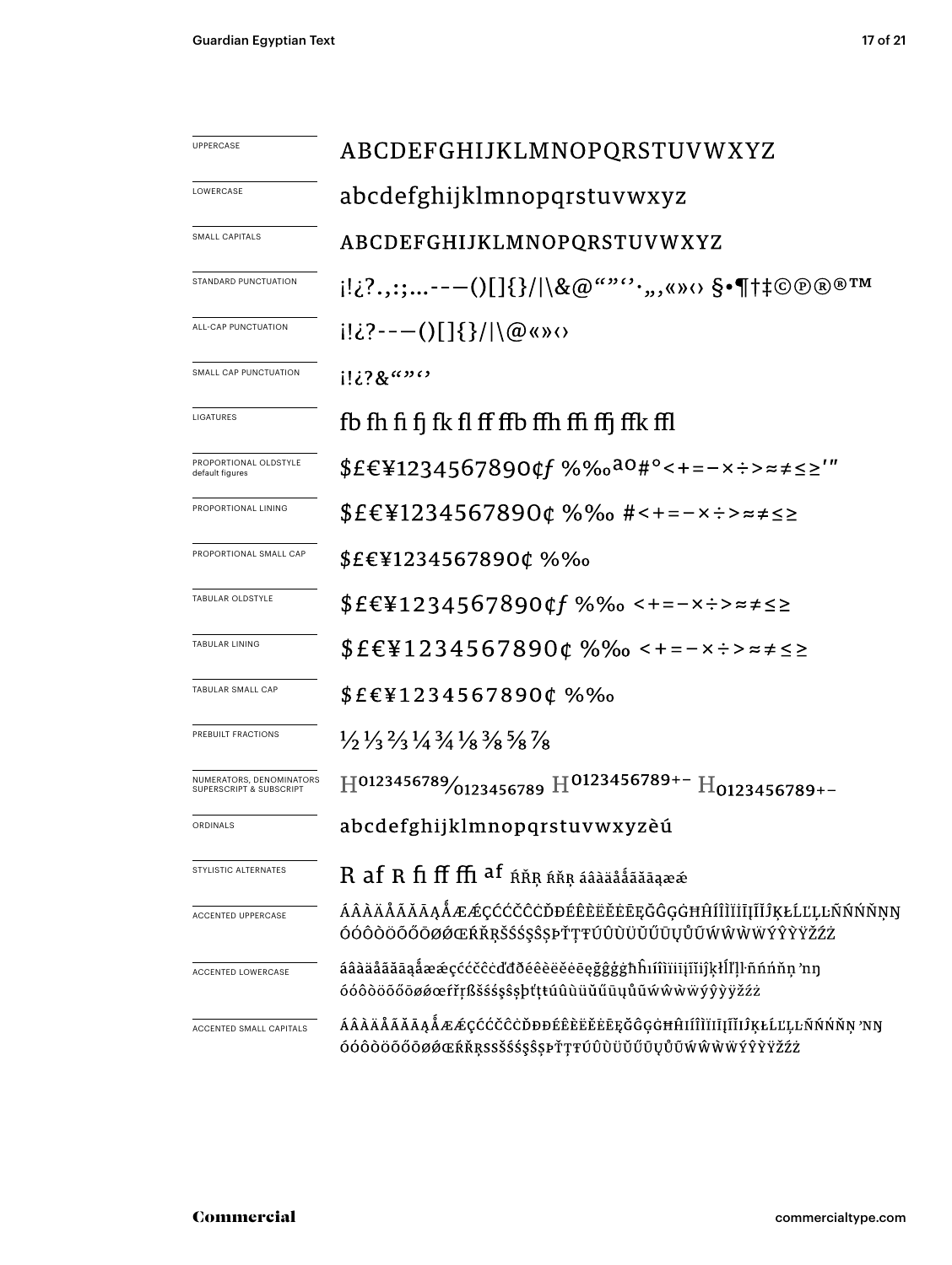| | |
|---|---|
| UPPERCASE | ABCDEFGHIJKLMNOPQRSTUVWXYZ |
| LOWERCASE | abcdefghijklmnopqrstuvwxyz |
| SMALL CAPITALS | ABCDEFGHIJKLMNOPQRSTUVWXYZ |
| STANDARD PUNCTUATION | ¡!¿?.,:;...-–—()[]{}/&#124;\&@""''·„‚«»‹› §•¶†‡©℗®®™ |
| ALL-CAP PUNCTUATION | ¡!¿?-–—()[]{}/&#124;\@«»‹› |
| SMALL CAP PUNCTUATION | ¡!¿?&""'' |
| LIGATURES | fb fh fi fj fk fl ff ffb ffh ffi ffj ffk ffl |
| PROPORTIONAL OLDSTYLE default figures | $£€¥1234567890¢ƒ %‰ªº#°<+=−×÷>≈≠≤≥′″ |
| PROPORTIONAL LINING | $£€¥1234567890¢ %‰ #<+=−×÷>≈≠≤≥ |
| PROPORTIONAL SMALL CAP | $£€¥1234567890¢ %‰ |
| TABULAR OLDSTYLE | $£€¥1234567890¢ƒ %‰ <+=−×÷>≈≠≤≥ |
| TABULAR LINING | $£€¥1234567890¢ %‰ <+=−×÷>≈≠≤≥ |
| TABULAR SMALL CAP | $£€¥1234567890¢ %‰ |
| PREBUILT FRACTIONS | ½ ⅓ ⅔ ¼ ¾ ⅛ ⅜ ⅝ ⅞ |
| NUMERATORS, DENOMINATORS SUPERSCRIPT & SUBSCRIPT | $H^{0123456789}/_{0123456789}$ $H^{0123456789+-}$ $H_{0123456789+-}$ |
| ORDINALS | abcdefghijklmnopqrstuvwxyzèú |
| STYLISTIC ALTERNATES | R af R fi ff ffi af ŔŘŖ ŔŘŖ áâàäåǻãăāąæǽ |
| ACCENTED UPPERCASE | ÁÂÀÄÅÃĂĀĄǺÆǼÇĆČĈĊĎĐÉÊÈËĔĖĒĘĞĜĢĠĦĤÍÎÌÏĬİĪĮĨĴĶŁĹĽĻĿÑŃŇŅŊ ÓÔÒÖÕŐŌØǾŒŔŘŖŠŚŞȘŜÞŤŢŦÚÛÙÜŬŰŪŲŮŨẂŴẀẄÝŶỲŸŽŹŻ |
| ACCENTED LOWERCASE | áâàäåãăāąǻæǽçćčĉċďđðéêèëĕėēęğĝģġħĥıíîìïĭīįĩĵķłĺľļŀñńňņ ŉŋ óôòöõőōøǿœŕřŗßšśşșŝþťţŧúûùüŭűūųůũẃŵẁẅýŷỳÿžźż |
| ACCENTED SMALL CAPITALS | ÁÂÀÄÅÃĂĀĄǺÆǼÇĆČĈĊĎĐÐÉÊÈËĔĖĒĘĞĜĢĠĦĤIÍÎÌÏĬĪĮĨĴĶŁĹĽĻĿÑŃŇŅ ŉŊ ÓÔÒÖÕŐŌØǾŒŔŘŖSSŠŚŞȘŜÞŤŢŦÚÛÙÜŬŰŪŲŮŨẂŴẀẄÝŶỲŸŽŹŻ |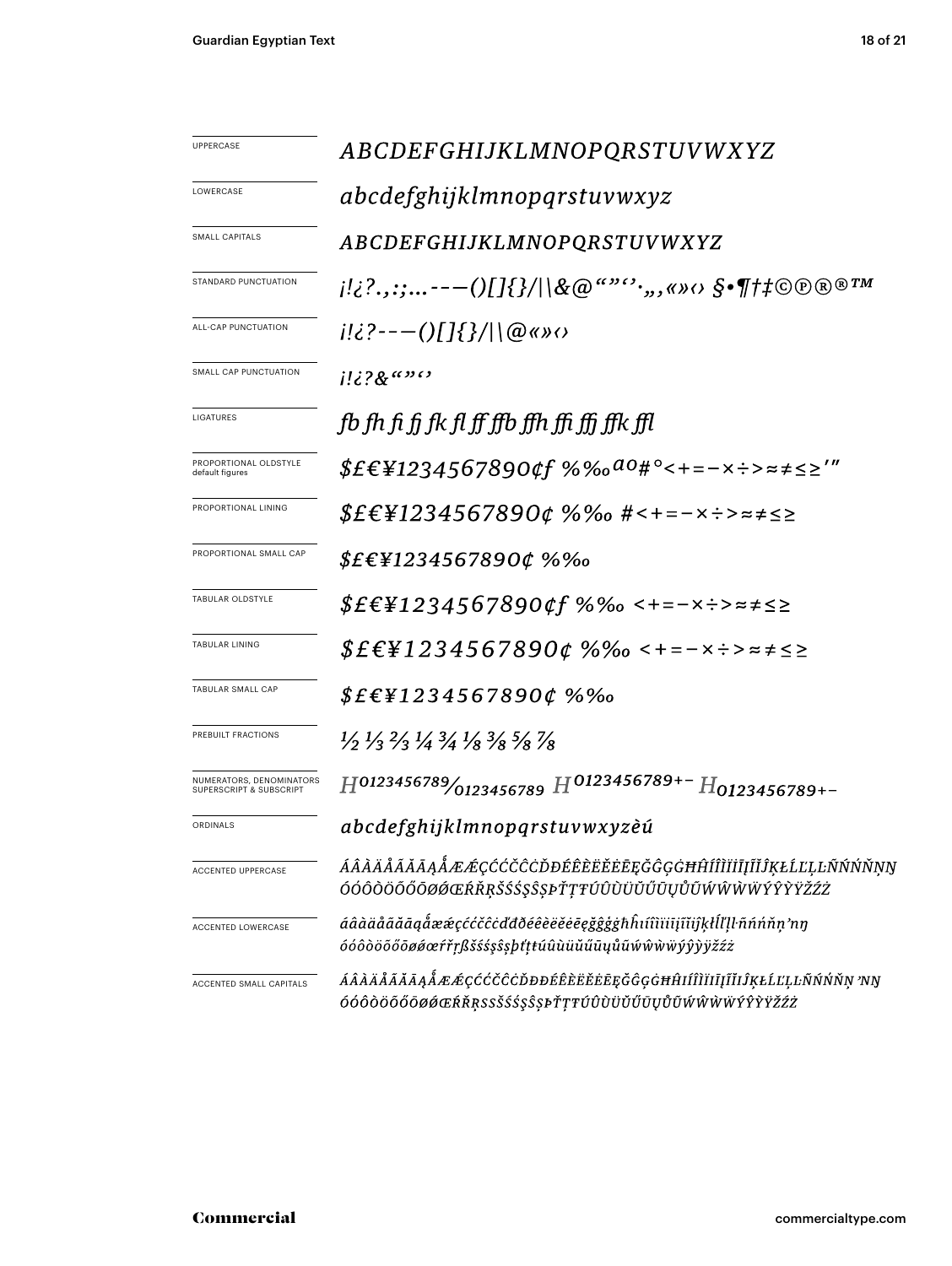| | |
|---|---|
| UPPERCASE | *ABCDEFGHIJKLMNOPQRSTUVWXYZ* |
| LOWERCASE | *abcdefghijklmnopqrstuvwxyz* |
| SMALL CAPITALS | *ABCDEFGHIJKLMNOPQRSTUVWXYZ* |
| STANDARD PUNCTUATION | *¡!¿?.,:;…---()[]{}/\|\\&@“”‘’·„‚«»‹› §•¶†‡©℗®®™* |
| ALL-CAP PUNCTUATION | *¡!¿?---()[]{}/\|\\@«»‹›* |
| SMALL CAP PUNCTUATION | *¡!¿?&“”‘’* |
| LIGATURES | *fb fh fi fj fk fl ff ffb ffh ffi ffj ffk ffl* |
| PROPORTIONAL OLDSTYLE default figures | *$£€¥1234567890¢f %‰ªº#°<+=−×÷>≈≠≤≥′″* |
| PROPORTIONAL LINING | *$£€¥1234567890¢ %‰ #<+=−×÷>≈≠≤≥* |
| PROPORTIONAL SMALL CAP | *$£€¥1234567890¢ %‰* |
| TABULAR OLDSTYLE | *$£€¥1234567890¢f %‰ <+=−×÷>≈≠≤≥* |
| TABULAR LINING | *$£€¥1234567890¢ %‰ <+=−×÷>≈≠≤≥* |
| TABULAR SMALL CAP | *$£€¥1234567890¢ %‰* |
| PREBUILT FRACTIONS | *½ ⅓ ⅔ ¼ ¾ ⅛ ⅜ ⅝ ⅞* |
| NUMERATORS, DENOMINATORS SUPERSCRIPT & SUBSCRIPT | *$H^{0123456789}/_{0123456789}$ $H^{0123456789+-}$ $H_{0123456789+-}$* |
| ORDINALS | *abcdefghijklmnopqrstuvwxyzèú* |
| ACCENTED UPPERCASE | *ÁÂÀÄÅÃĂĀĄǺÆǼÇĆČĈĊĎĐÉÊÈËĚĖĒĘĞĜĢĠĦĤÍÎÌÏİĪĮĨĬĴĶŁĹĽĻĿÑŃŇŅŊ ÓÔÒÖÕŐŌØǾŒŔŘŖŠŚŞŜȘÞŤŢŦÚÛÙÜŬŰŪŲŮŨẂŴẀẄÝŶỲŸŽŹŻ* |
| ACCENTED LOWERCASE | *áâàäåãăāąǻæǽçćčĉċďđðéêèëěėēęğĝģġħĥıíîìïiīįĩĭĵķłĺľļŀñńňņŉŋ óôòöõőōøǿœŕřŗßšśşŝșþťţŧúûùüŭűūųůũẃŵẁẅýŷỳÿžźż* |
| ACCENTED SMALL CAPITALS | *ÁÂÀÄÅÃĂĀĄǺÆǼÇĆČĈĊĎĐÐÉÊÈËĚĖĒĘĞĜĢĠĦĤIÍÎÌÏĪĮĨĬĴĶŁĹĽĻĿÑŃŇŅ’NŊ ÓÔÒÖÕŐŌØǾŒŔŘŖSSŠŚŞŜȘÞŤŢŦÚÛÙÜŬŰŪŲŮŨẂŴẀẄÝŶỲŸŽŹŻ* |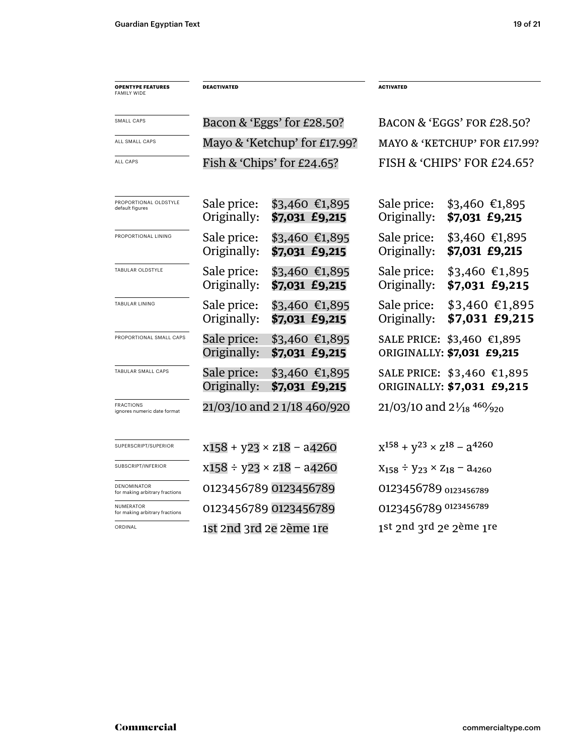| OPENTYPE FEATURES FAMILY WIDE | DEACTIVATED | ACTIVATED |
| --- | --- | --- |
| SMALL CAPS | Bacon & 'Eggs' for £28.50? | BACON & 'EGGS' FOR £28.50? |
| ALL SMALL CAPS | Mayo & 'Ketchup' for £17.99? | MAYO & 'KETCHUP' FOR £17.99? |
| ALL CAPS | Fish & 'Chips' for £24.65? | FISH & 'CHIPS' FOR £24.65? |
| PROPORTIONAL OLDSTYLE default figures | Sale price: $3,460 €1,895 Originally: **$7,031 £9,215** | Sale price: $3,460 €1,895 Originally: **$7,031 £9,215** |
| PROPORTIONAL LINING | Sale price: $3,460 €1,895 Originally: **$7,031 £9,215** | Sale price: $3,460 €1,895 Originally: **$7,031 £9,215** |
| TABULAR OLDSTYLE | Sale price: $3,460 €1,895 Originally: **$7,031 £9,215** | Sale price: $3,460 €1,895 Originally: **$7,031 £9,215** |
| TABULAR LINING | Sale price: $3,460 €1,895 Originally: **$7,031 £9,215** | Sale price: $3,460 €1,895 Originally: **$7,031 £9,215** |
| PROPORTIONAL SMALL CAPS | Sale price: $3,460 €1,895 Originally: **$7,031 £9,215** | SALE PRICE: $3,460 €1,895 ORIGINALLY: **$7,031 £9,215** |
| TABULAR SMALL CAPS | Sale price: $3,460 €1,895 Originally: **$7,031 £9,215** | SALE PRICE: $3,460 €1,895 ORIGINALLY: **$7,031 £9,215** |
| FRACTIONS ignores numeric date format | 21/03/10 and 2 1/18 460/920 | 21/03/10 and $2\frac{1}{18}$ $\frac{460}{920}$ |
| SUPERSCRIPT/SUPERIOR | x158 + y23 × z18 − a4260 | $x^{158} + y^{23} \times z^{18} - a^{4260}$ |
| SUBSCRIPT/INFERIOR | x158 ÷ y23 × z18 − a4260 | $x_{158} \div y_{23} \times z_{18} - a_{4260}$ |
| DENOMINATOR for making arbitrary fractions | 0123456789 0123456789 | 0123456789 $_{0123456789}$ |
| NUMERATOR for making arbitrary fractions | 0123456789 0123456789 | 0123456789 $^{0123456789}$ |
| ORDINAL | 1st 2nd 3rd 2e 2ème 1re | 1$^{st}$ 2$^{nd}$ 3$^{rd}$ 2$^{e}$ 2$^{ème}$ 1$^{re}$ |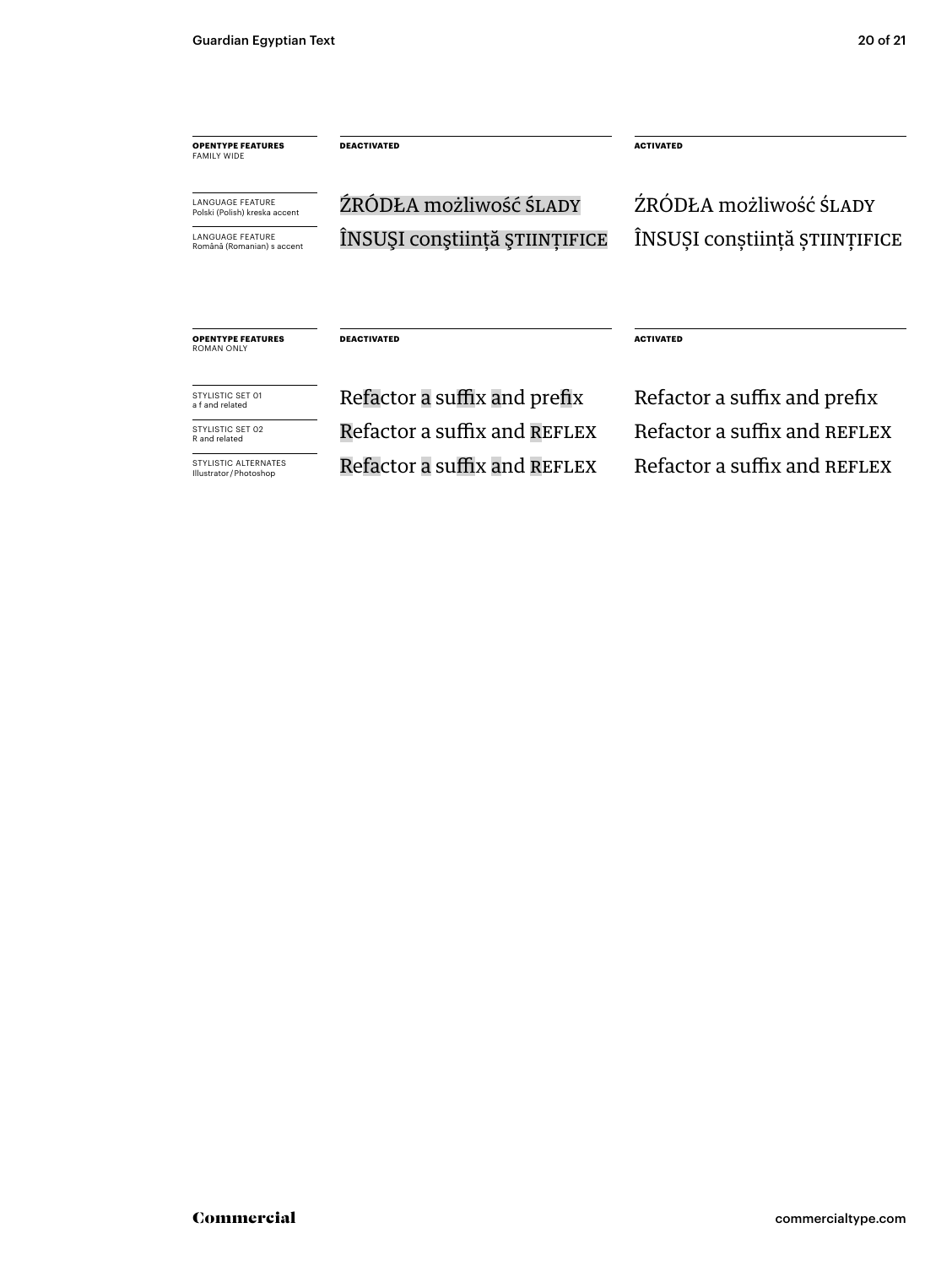| **OPENTYPE FEATURES** FAMILY WIDE | **DEACTIVATED** | **ACTIVATED** |
| --- | --- | --- |
| LANGUAGE FEATURE Polski (Polish) kreska accent | ŹRÓDŁA możliwość ŚLADY | ŹRÓDŁA możliwość ŚLADY |
| LANGUAGE FEATURE Română (Romanian) s accent | ÎNSUŞI conştiinţă ŞTIINŢIFICE | ÎNSUȘI conștiință ȘTIINȚIFICE |

| **OPENTYPE FEATURES** ROMAN ONLY | **DEACTIVATED** | **ACTIVATED** |
| --- | --- | --- |
| STYLISTIC SET 01 a f and related | Refactor a suffix and prefix | Refactor a suffix and prefix |
| STYLISTIC SET 02 R and related | Refactor a suffix and REFLEX | Refactor a suffix and REFLEX |
| STYLISTIC ALTERNATES Illustrator/Photoshop | Refactor a suffix and REFLEX | Refactor a suffix and REFLEX |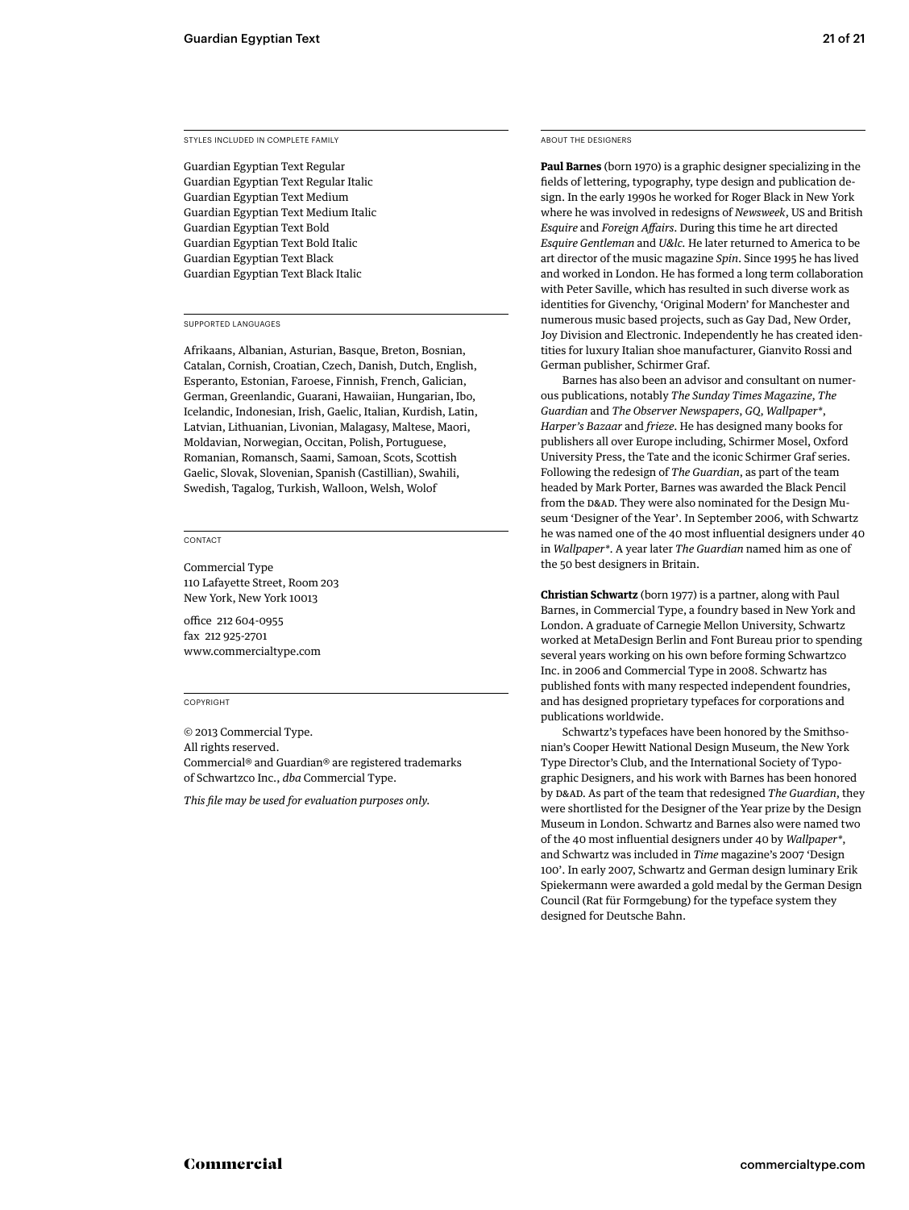## STYLES INCLUDED IN COMPLETE FAMILY

Guardian Egyptian Text Regular
Guardian Egyptian Text Regular Italic
Guardian Egyptian Text Medium
Guardian Egyptian Text Medium Italic
Guardian Egyptian Text Bold
Guardian Egyptian Text Bold Italic
Guardian Egyptian Text Black
Guardian Egyptian Text Black Italic

## SUPPORTED LANGUAGES

Afrikaans, Albanian, Asturian, Basque, Breton, Bosnian, Catalan, Cornish, Croatian, Czech, Danish, Dutch, English, Esperanto, Estonian, Faroese, Finnish, French, Galician, German, Greenlandic, Guarani, Hawaiian, Hungarian, Ibo, Icelandic, Indonesian, Irish, Gaelic, Italian, Kurdish, Latin, Latvian, Lithuanian, Livonian, Malagasy, Maltese, Maori, Moldavian, Norwegian, Occitan, Polish, Portuguese, Romanian, Romansch, Saami, Samoan, Scots, Scottish Gaelic, Slovak, Slovenian, Spanish (Castillian), Swahili, Swedish, Tagalog, Turkish, Walloon, Welsh, Wolof

## CONTACT

Commercial Type
110 Lafayette Street, Room 203
New York, New York 10013

office 212 604-0955
fax 212 925-2701
www.commercialtype.com

## COPYRIGHT

© 2013 Commercial Type.
All rights reserved.
Commercial® and Guardian® are registered trademarks of Schwartzco Inc., *dba* Commercial Type.

*This file may be used for evaluation purposes only.*

## ABOUT THE DESIGNERS

**Paul Barnes** (born 1970) is a graphic designer specializing in the fields of lettering, typography, type design and publication design. In the early 1990s he worked for Roger Black in New York where he was involved in redesigns of *Newsweek*, US and British *Esquire* and *Foreign Affairs*. During this time he art directed *Esquire Gentleman* and *U&lc.* He later returned to America to be art director of the music magazine *Spin*. Since 1995 he has lived and worked in London. He has formed a long term collaboration with Peter Saville, which has resulted in such diverse work as identities for Givenchy, 'Original Modern' for Manchester and numerous music based projects, such as Gay Dad, New Order, Joy Division and Electronic. Independently he has created identities for luxury Italian shoe manufacturer, Gianvito Rossi and German publisher, Schirmer Graf.

Barnes has also been an advisor and consultant on numerous publications, notably *The Sunday Times Magazine*, *The Guardian* and *The Observer Newspapers*, *GQ*, *Wallpaper**, *Harper's Bazaar* and *frieze*. He has designed many books for publishers all over Europe including, Schirmer Mosel, Oxford University Press, the Tate and the iconic Schirmer Graf series. Following the redesign of *The Guardian*, as part of the team headed by Mark Porter, Barnes was awarded the Black Pencil from the D&AD. They were also nominated for the Design Museum 'Designer of the Year'. In September 2006, with Schwartz he was named one of the 40 most influential designers under 40 in *Wallpaper**. A year later *The Guardian* named him as one of the 50 best designers in Britain.

**Christian Schwartz** (born 1977) is a partner, along with Paul Barnes, in Commercial Type, a foundry based in New York and London. A graduate of Carnegie Mellon University, Schwartz worked at MetaDesign Berlin and Font Bureau prior to spending several years working on his own before forming Schwartzco Inc. in 2006 and Commercial Type in 2008. Schwartz has published fonts with many respected independent foundries, and has designed proprietary typefaces for corporations and publications worldwide.

Schwartz's typefaces have been honored by the Smithsonian's Cooper Hewitt National Design Museum, the New York Type Director's Club, and the International Society of Typographic Designers, and his work with Barnes has been honored by D&AD. As part of the team that redesigned *The Guardian*, they were shortlisted for the Designer of the Year prize by the Design Museum in London. Schwartz and Barnes also were named two of the 40 most influential designers under 40 by *Wallpaper**, and Schwartz was included in *Time* magazine's 2007 'Design 100'. In early 2007, Schwartz and German design luminary Erik Spiekermann were awarded a gold medal by the German Design Council (Rat für Formgebung) for the typeface system they designed for Deutsche Bahn.